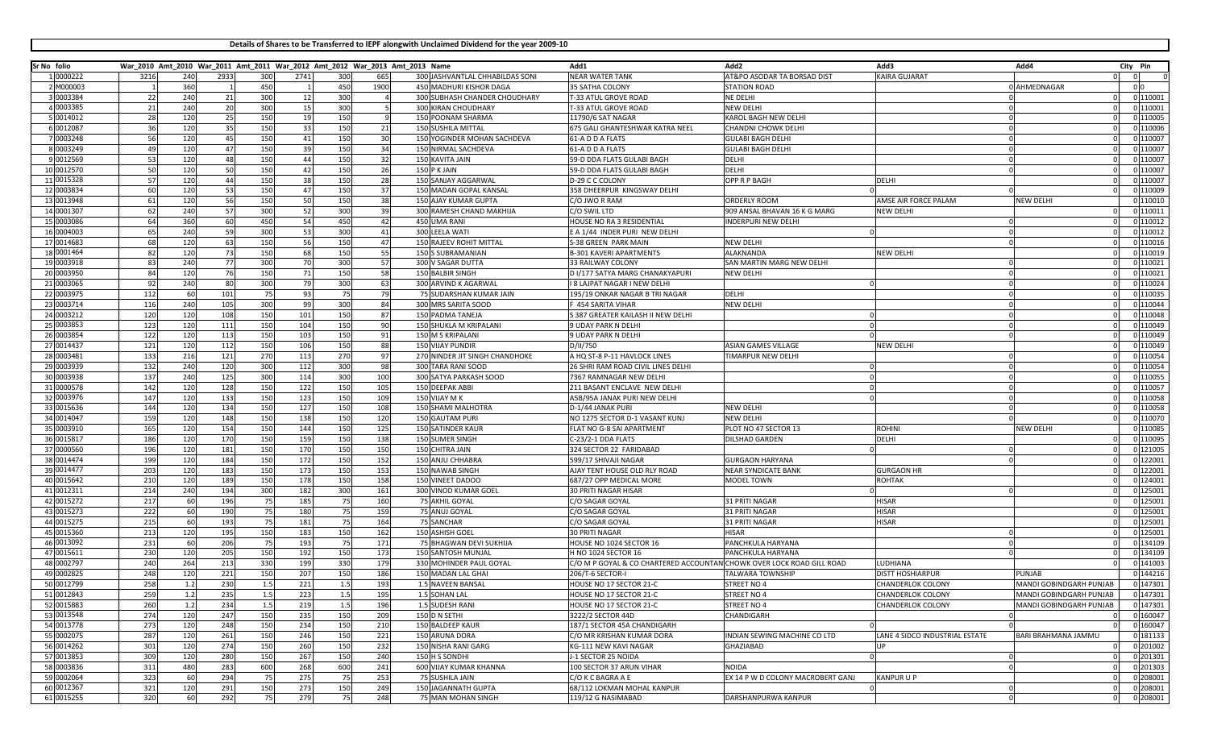# Details of Shares to be Transferred to IEPF alongwith Unclaimed Dividend for the year 2009-10

| Sr No | folio | War_2010 | Amt_2010 | War_2011 | Amt_2011 | War_2012 | Amt_2012 | War_2013 | Amt_2013 | Name | Add1 | Add2 | Add3 | Add4 | City | Pin |
|---|---|---|---|---|---|---|---|---|---|---|---|---|---|---|---|---|
| 1 | 0000222 | 3216 | 240 | 2933 | 300 | 2741 | 300 | 665 | 300 | JASHVANTLAL CHHABILDAS SONI | NEAR WATER TANK | AT&PO ASODAR TA BORSAD DIST | KAIRA GUJARAT | 0 | 0 | 0 |
| 2 | M000003 | 1 | 360 | 1 | 450 | 1 | 450 | 1900 | 450 | MADHURI KISHOR DAGA | 35 SATHA COLONY | STATION ROAD | 0 | AHMEDNAGAR | 0 | 0 |
| 3 | 0003384 | 22 | 240 | 21 | 300 | 12 | 300 | 4 | 300 | SUBHASH CHANDER CHOUDHARY | T-33 ATUL GROVE ROAD | NE DELHI | 0 | 0 | 0 | 110001 |
| 4 | 0003385 | 21 | 240 | 20 | 300 | 15 | 300 | 5 | 300 | KIRAN CHOUDHARY | T-33 ATUL GROVE ROAD | NEW DELHI | 0 | 0 | 0 | 110001 |
| 5 | 0014012 | 28 | 120 | 25 | 150 | 19 | 150 | 9 | 150 | POONAM SHARMA | 11790/6 SAT NAGAR | KAROL BAGH NEW DELHI | 0 | 0 | 0 | 110005 |
| 6 | 0012087 | 36 | 120 | 35 | 150 | 33 | 150 | 21 | 150 | SUSHILA MITTAL | 675 GALI GHANTESHWAR KATRA NEEL | CHANDNI CHOWK DELHI | 0 | 0 | 0 | 110006 |
| 7 | 0003248 | 56 | 120 | 45 | 150 | 41 | 150 | 30 | 150 | YOGINDER MOHAN SACHDEVA | 61-A D D A FLATS | GULABI BAGH DELHI | 0 | 0 | 0 | 110007 |
| 8 | 0003249 | 49 | 120 | 47 | 150 | 39 | 150 | 34 | 150 | NIRMAL SACHDEVA | 61-A D D A FLATS | GULABI BAGH DELHI | 0 | 0 | 0 | 110007 |
| 9 | 0012569 | 53 | 120 | 48 | 150 | 44 | 150 | 32 | 150 | KAVITA JAIN | 59-D DDA FLATS GULABI BAGH | DELHI | 0 | 0 | 0 | 110007 |
| 10 | 0012570 | 50 | 120 | 50 | 150 | 42 | 150 | 26 | 150 | P K JAIN | 59-D DDA FLATS GULABI BAGH | DELHI | 0 | 0 | 0 | 110007 |
| 11 | 0015328 | 57 | 120 | 44 | 150 | 38 | 150 | 28 | 150 | SANJAY AGGARWAL | D-29 C C COLONY | OPP R P BAGH | DELHI | 0 | 0 | 110007 |
| 12 | 0003834 | 60 | 120 | 53 | 150 | 47 | 150 | 37 | 150 | MADAN GOPAL KANSAL | 358 DHEERPUR KINGSWAY DELHI | 0 | 0 | 0 | 0 | 110009 |
| 13 | 0013948 | 61 | 120 | 56 | 150 | 50 | 150 | 38 | 150 | AJAY KUMAR GUPTA | C/O JWO R RAM | ORDERLY ROOM | AMSE AIR FORCE PALAM | NEW DELHI | 0 | 110010 |
| 14 | 0001307 | 62 | 240 | 57 | 300 | 52 | 300 | 39 | 300 | RAMESH CHAND MAKHIJA | C/O SWIL LTD | 909 ANSAL BHAVAN 16 K G MARG | NEW DELHI | 0 | 0 | 110011 |
| 15 | 0003086 | 64 | 360 | 60 | 450 | 54 | 450 | 42 | 450 | UMA RANI | HOUSE NO RA 3 RESIDENTIAL | INDERPURI NEW DELHI | 0 | 0 | 0 | 110012 |
| 16 | 0004003 | 65 | 240 | 59 | 300 | 53 | 300 | 41 | 300 | LEELA WATI | E A 1/44 INDER PURI NEW DELHI | 0 | 0 | 0 | 0 | 110012 |
| 17 | 0014683 | 68 | 120 | 63 | 150 | 56 | 150 | 47 | 150 | RAJEEV ROHIT MITTAL | S-38 GREEN PARK MAIN | NEW DELHI | 0 | 0 | 0 | 110016 |
| 18 | 0001464 | 82 | 120 | 73 | 150 | 68 | 150 | 55 | 150 | S SUBRAMANIAN | B-301 KAVERI APARTMENTS | ALAKNANDA | NEW DELHI | 0 | 0 | 110019 |
| 19 | 0003918 | 83 | 240 | 77 | 300 | 70 | 300 | 57 | 300 | V SAGAR DUTTA | 33 RAILWAY COLONY | SAN MARTIN MARG NEW DELHI | 0 | 0 | 0 | 110021 |
| 20 | 0003950 | 84 | 120 | 76 | 150 | 71 | 150 | 58 | 150 | BALBIR SINGH | D I/177 SATYA MARG CHANAKYAPURI | NEW DELHI | 0 | 0 | 0 | 110021 |
| 21 | 0003065 | 92 | 240 | 80 | 300 | 79 | 300 | 63 | 300 | ARVIND K AGARWAL | I 8 LAJPAT NAGAR I NEW DELHI | | 0 | 0 | 0 | 110024 |
| 22 | 0003975 | 112 | 60 | 101 | 75 | 93 | 75 | 79 | 75 | SUDARSHAN KUMAR JAIN | 195/19 ONKAR NAGAR B TRI NAGAR | DELHI | 0 | 0 | 0 | 110035 |
| 23 | 0003714 | 116 | 240 | 105 | 300 | 99 | 300 | 84 | 300 | MRS SARITA SOOD | F 454 SARITA VIHAR | NEW DELHI | 0 | 0 | 0 | 110044 |
| 24 | 0003212 | 120 | 120 | 108 | 150 | 101 | 150 | 87 | 150 | PADMA TANEJA | S 387 GREATER KAILASH II NEW DELHI | 0 | 0 | 0 | 0 | 110048 |
| 25 | 0003853 | 123 | 120 | 111 | 150 | 104 | 150 | 90 | 150 | SHUKLA M KRIPALANI | 9 UDAY PARK N DELHI | 0 | 0 | 0 | 0 | 110049 |
| 26 | 0003854 | 122 | 120 | 113 | 150 | 103 | 150 | 91 | 150 | M S KRIPALANI | 9 UDAY PARK N DELHI | 0 | 0 | 0 | 0 | 110049 |
| 27 | 0014437 | 121 | 120 | 112 | 150 | 106 | 150 | 88 | 150 | VIJAY PUNDIR | D/II/750 | ASIAN GAMES VILLAGE | NEW DELHI | 0 | 0 | 110049 |
| 28 | 0003481 | 133 | 216 | 121 | 270 | 113 | 270 | 97 | 270 | NINDER JIT SINGH CHANDHOKE | A HQ ST-8 P-11 HAVLOCK LINES | TIMARPUR NEW DELHI | 0 | 0 | 0 | 110054 |
| 29 | 0003939 | 132 | 240 | 120 | 300 | 112 | 300 | 98 | 300 | TARA RANI SOOD | 26 SHRI RAM ROAD CIVIL LINES DELHI | 0 | 0 | 0 | 0 | 110054 |
| 30 | 0003938 | 137 | 240 | 125 | 300 | 114 | 300 | 100 | 300 | SATYA PARKASH SOOD | 7367 RAMNAGAR NEW DELHI | 0 | 0 | 0 | 0 | 110055 |
| 31 | 0000578 | 142 | 120 | 128 | 150 | 122 | 150 | 105 | 150 | DEEPAK ABBI | 211 BASANT ENCLAVE NEW DELHI | 0 | 0 | 0 | 0 | 110057 |
| 32 | 0003976 | 147 | 120 | 133 | 150 | 123 | 150 | 109 | 150 | VIJAY M K | A5B/95A JANAK PURI NEW DELHI | 0 | 0 | 0 | 0 | 110058 |
| 33 | 0015636 | 144 | 120 | 134 | 150 | 127 | 150 | 108 | 150 | SHAMI MALHOTRA | D-1/44 JANAK PURI | NEW DELHI | 0 | 0 | 0 | 110058 |
| 34 | 0014047 | 159 | 120 | 148 | 150 | 138 | 150 | 120 | 150 | GAUTAM PURI | NO 1275 SECTOR D-1 VASANT KUNJ | NEW DELHI | 0 | 0 | 0 | 110070 |
| 35 | 0003910 | 165 | 120 | 154 | 150 | 144 | 150 | 125 | 150 | SATINDER KAUR | FLAT NO G-8 SAI APARTMENT | PLOT NO 47 SECTOR 13 | ROHINI | NEW DELHI | 0 | 110085 |
| 36 | 0015817 | 186 | 120 | 170 | 150 | 159 | 150 | 138 | 150 | SUMER SINGH | C-23/2-1 DDA FLATS | DILSHAD GARDEN | DELHI | 0 | 0 | 110095 |
| 37 | 0000560 | 196 | 120 | 181 | 150 | 170 | 150 | 150 | 150 | CHITRA JAIN | 324 SECTOR 22 FARIDABAD | 0 | 0 | 0 | 0 | 121005 |
| 38 | 0014474 | 199 | 120 | 184 | 150 | 172 | 150 | 152 | 150 | ANJU CHHABRA | 599/17 SHIVAJI NAGAR | GURGAON HARYANA | 0 | 0 | 0 | 122001 |
| 39 | 0014477 | 203 | 120 | 183 | 150 | 173 | 150 | 153 | 150 | NAWAB SINGH | AJAY TENT HOUSE OLD RLY ROAD | NEAR SYNDICATE BANK | GURGAON HR | 0 | 0 | 122001 |
| 40 | 0015642 | 210 | 120 | 189 | 150 | 178 | 150 | 158 | 150 | VINEET DADOO | 687/27 OPP MEDICAL MORE | MODEL TOWN | ROHTAK | 0 | 0 | 124001 |
| 41 | 0012311 | 214 | 240 | 194 | 300 | 182 | 300 | 161 | 300 | VINOD KUMAR GOEL | 30 PRITI NAGAR HISAR | 0 | 0 | 0 | 0 | 125001 |
| 42 | 0015272 | 217 | 60 | 196 | 75 | 185 | 75 | 160 | 75 | AKHIL GOYAL | C/O SAGAR GOYAL | 31 PRITI NAGAR | HISAR | 0 | 0 | 125001 |
| 43 | 0015273 | 222 | 60 | 190 | 75 | 180 | 75 | 159 | 75 | ANUJ GOYAL | C/O SAGAR GOYAL | 31 PRITI NAGAR | HISAR | 0 | 0 | 125001 |
| 44 | 0015275 | 215 | 60 | 193 | 75 | 181 | 75 | 164 | 75 | SANCHAR | C/O SAGAR GOYAL | 31 PRITI NAGAR | HISAR | 0 | 0 | 125001 |
| 45 | 0015360 | 213 | 120 | 195 | 150 | 183 | 150 | 162 | 150 | ASHISH GOEL | 30 PRITI NAGAR | HISAR | 0 | 0 | 0 | 125001 |
| 46 | 0013092 | 231 | 60 | 206 | 75 | 193 | 75 | 171 | 75 | BHAGWAN DEVI SUKHIJA | HOUSE NO 1024 SECTOR 16 | PANCHKULA HARYANA | 0 | 0 | 0 | 134109 |
| 47 | 0015611 | 230 | 120 | 205 | 150 | 192 | 150 | 173 | 150 | SANTOSH MUNJAL | H NO 1024 SECTOR 16 | PANCHKULA HARYANA | 0 | 0 | 0 | 134109 |
| 48 | 0002797 | 240 | 264 | 213 | 330 | 199 | 330 | 179 | 330 | MOHINDER PAUL GOYAL | C/O M P GOYAL & CO CHARTERED ACCOUNTANTS | CHOWK OVER LOCK ROAD GILL ROAD | LUDHIANA | 0 | 0 | 141003 |
| 49 | 0002825 | 248 | 120 | 221 | 150 | 207 | 150 | 186 | 150 | MADAN LAL GHAI | 206/T-6 SECTOR-I | TALWARA TOWNSHIP | DISTT HOSHIARPUR | PUNJAB | 0 | 144216 |
| 50 | 0012799 | 258 | 1.2 | 230 | 1.5 | 221 | 1.5 | 193 | 1.5 | NAVEEN BANSAL | HOUSE NO 17 SECTOR 21-C | STREET NO 4 | CHANDERLOK COLONY | MANDI GOBINDGARH PUNJAB | 0 | 147301 |
| 51 | 0012843 | 259 | 1.2 | 235 | 1.5 | 223 | 1.5 | 195 | 1.5 | SOHAN LAL | HOUSE NO 17 SECTOR 21-C | STREET NO 4 | CHANDERLOK COLONY | MANDI GOBINDGARH PUNJAB | 0 | 147301 |
| 52 | 0015883 | 260 | 1.2 | 234 | 1.5 | 219 | 1.5 | 196 | 1.5 | SUDESH RANI | HOUSE NO 17 SECTOR 21-C | STREET NO 4 | CHANDERLOK COLONY | MANDI GOBINDGARH PUNJAB | 0 | 147301 |
| 53 | 0013548 | 274 | 120 | 247 | 150 | 235 | 150 | 209 | 150 | D N SETHI | 3222/2 SECTOR 44D | CHANDIGARH | 0 | 0 | 0 | 160047 |
| 54 | 0013778 | 273 | 120 | 248 | 150 | 234 | 150 | 210 | 150 | BALDEEP KAUR | 187/1 SECTOR 45A CHANDIGARH | 0 | 0 | 0 | 0 | 160047 |
| 55 | 0002075 | 287 | 120 | 261 | 150 | 246 | 150 | 221 | 150 | ARUNA DORA | C/O MR KRISHAN KUMAR DORA | INDIAN SEWING MACHINE CO LTD | LANE 4 SIDCO INDUSTRIAL ESTATE | BARI BRAHMANA JAMMU | 0 | 181133 |
| 56 | 0014262 | 301 | 120 | 274 | 150 | 260 | 150 | 232 | 150 | NISHA RANI GARG | KG-111 NEW KAVI NAGAR | GHAZIABAD | UP | 0 | 0 | 201002 |
| 57 | 0013853 | 309 | 120 | 280 | 150 | 267 | 150 | 240 | 150 | H S SONDHI | J-1 SECTOR 25 NOIDA | 0 | 0 | 0 | 0 | 201301 |
| 58 | 0003836 | 311 | 480 | 283 | 600 | 268 | 600 | 241 | 600 | VIJAY KUMAR KHANNA | 100 SECTOR 37 ARUN VIHAR | NOIDA | 0 | 0 | 0 | 201303 |
| 59 | 0002064 | 323 | 60 | 294 | 75 | 275 | 75 | 253 | 75 | SUSHILA JAIN | C/O K C BAGRA A E | EX 14 P W D COLONY MACROBERT GANJ | KANPUR U P | 0 | 0 | 208001 |
| 60 | 0012367 | 321 | 120 | 291 | 150 | 273 | 150 | 249 | 150 | JAGANNATH GUPTA | 68/112 LOKMAN MOHAL KANPUR | 0 | 0 | 0 | 0 | 208001 |
| 61 | 0015255 | 320 | 60 | 292 | 75 | 279 | 75 | 248 | 75 | MAN MOHAN SINGH | 119/12 G NASIMABAD | DARSHANPURWA KANPUR | 0 | 0 | 0 | 208001 |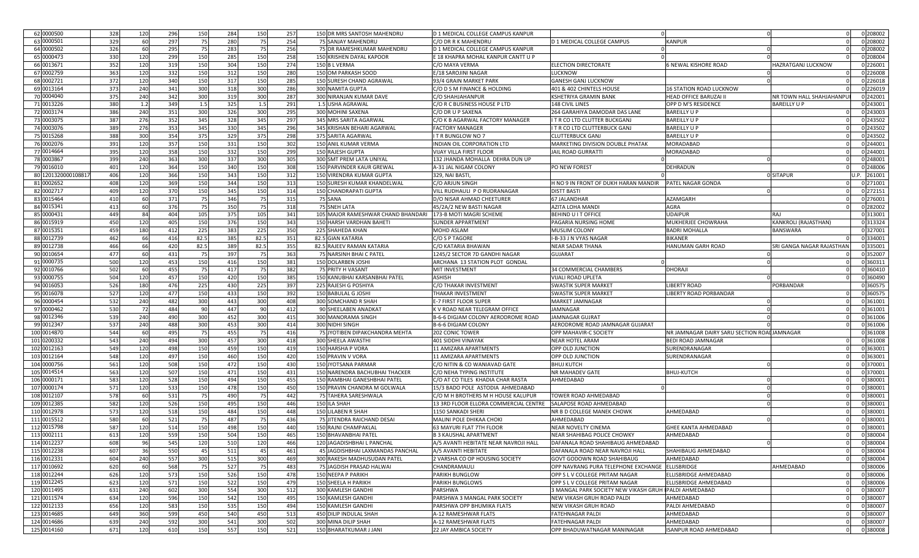| No. | Folio | | | | | | | | Name | Address 1 | Address 2 | Address 3 | Address 4 | | PIN |
|---|---|---|---|---|---|---|---|---|---|---|---|---|---|---|---|
| 62 | 0000500 | 328 | 120 | 296 | 150 | 284 | 150 | 257 | 150 DR MRS SANTOSH MAHENDRU | D 1 MEDICAL COLLEGE CAMPUS KANPUR | 0 | 0 | 0 | 0 | 208002 |
| 63 | 0000501 | 329 | 60 | 297 | 75 | 280 | 75 | 254 | 75 SANJAY MAHENDRU | C/O DR R K MAHENDRU | D 1 MEDICAL COLLEGE CAMPUS | KANPUR | 0 | 0 | 208002 |
| 64 | 0000502 | 326 | 60 | 295 | 75 | 283 | 75 | 256 | 75 DR RAMESHKUMAR MAHENDRU | D 1 MEDICAL COLLEGE CAMPUS KANPUR | 0 | 0 | 0 | 0 | 208002 |
| 65 | 0000473 | 330 | 120 | 299 | 150 | 285 | 150 | 258 | 150 KRISHEN DAYAL KAPOOR | E 18 KHAPRA MOHAL KANPUR CANTT U P | 0 | 0 | 0 | 0 | 208004 |
| 66 | 0013671 | 352 | 120 | 319 | 150 | 304 | 150 | 274 | 150 B L VERMA | C/O MAYA VERMA | ELECTION DIRECTORATE | 6 NEWAL KISHORE ROAD | HAZRATGANJ LUCKNOW | 0 | 226001 |
| 67 | 0002759 | 363 | 120 | 332 | 150 | 312 | 150 | 280 | 150 OM PARKASH SOOD | E/18 SAROJINI NAGAR | LUCKNOW | 0 | 0 | 0 | 226008 |
| 68 | 0002721 | 372 | 120 | 340 | 150 | 317 | 150 | 285 | 150 SURESH CHAND AGRAWAL | 93/4 GRAIN MARKET PARK | GANESH GANJ LUCKNOW | 0 | 0 | 0 | 226018 |
| 69 | 0013164 | 373 | 240 | 341 | 300 | 318 | 300 | 286 | 300 NAMITA GUPTA | C/O D S M FINANCE & HOLDING | 401 & 402 CHINTELS HOUSE | 16 STATION ROAD LUCKNOW | 0 | 0 | 226019 |
| 70 | 0004040 | 375 | 240 | 342 | 300 | 319 | 300 | 287 | 300 NIRANJAN KUMAR DAVE | C/O SHAHJAHANPUR | KSHETRIYA GRAMIN BANK | HEAD OFFICE BARUZAI II | NR TOWN HALL SHAHJAHANPUI | 0 | 242001 |
| 71 | 0013226 | 380 | 1.2 | 349 | 1.5 | 325 | 1.5 | 291 | 1.5 USHA AGRAWAL | C/O R C BUSINESS HOUSE P LTD | 148 CIVIL LINES | OPP D M'S RESIDENCE | BAREILLY U P | 0 | 243001 |
| 72 | 0003174 | 386 | 240 | 351 | 300 | 326 | 300 | 295 | 300 MOHINI SAXENA | C/O DR U P SAXENA | 264 GARAHIYA DAMODAR DAS LANE | BAREILLY U P | 0 | 0 | 243003 |
| 73 | 0003075 | 387 | 276 | 352 | 345 | 328 | 345 | 297 | 345 MRS SARITA AGARWAL | C/O K B AGARWAL FACTORY MANAGER | I T R CO LTD CLUTTER BUCKGANJ | BAREILLY U P | 0 | 0 | 243502 |
| 74 | 0003076 | 389 | 276 | 353 | 345 | 330 | 345 | 296 | 345 KRISHAN BEHARI AGARWAL | FACTORY MANAGER | I T R CO LTD CLUTTERBUCK GANJ | BAREILLY U P | 0 | 0 | 243502 |
| 75 | 0015268 | 388 | 300 | 354 | 375 | 329 | 375 | 298 | 375 SARITA AGARWAL | I T R BUNGLOW NO 7 | CLUTTERBUCK GANJ | BAREILLY U P | 0 | 0 | 243502 |
| 76 | 0002076 | 391 | 120 | 357 | 150 | 331 | 150 | 302 | 150 ANIL KUMAR VERMA | INDIAN OIL CORPORATION LTD | MARKETING DIVISION DOUBLE PHATAK | MORADABAD | 0 | 0 | 244001 |
| 77 | 0014664 | 395 | 120 | 358 | 150 | 332 | 150 | 299 | 150 RAJESH GUPTA | VIJAY VILLA FIRST FLOOR | JAIL ROAD GURRATTI | MORADABAD | 0 | 0 | 244001 |
| 78 | 0003867 | 399 | 240 | 363 | 300 | 337 | 300 | 305 | 300 SMT PREM LATA UNIYAL | 132 JHANDA MOHALLA DEHRA DUN UP | 0 | 0 | 0 | 0 | 248001 |
| 79 | 0016010 | 401 | 120 | 364 | 150 | 340 | 150 | 308 | 150 PARVINDER KAUR GREWAL | A-31 JAL NIGAM COLONY | PO NEW FOREST | DEHRADUN | 0 | 0 | 248006 |
| 80 | 1201320000108817 | 406 | 120 | 366 | 150 | 343 | 150 | 312 | 150 VIRENDRA KUMAR GUPTA | 329, NAI BASTI, | 0 | 0 | SITAPUR | U.P. | 261001 |
| 81 | 0002652 | 408 | 120 | 369 | 150 | 344 | 150 | 313 | 150 SURESH KUMAR KHANDELWAL | C/O ARJUN SINGH | H NO 9 IN FRONT OF DUKH HARAN MANDIR | PATEL NAGAR GONDA | 0 | 0 | 271001 |
| 82 | 0002717 | 409 | 120 | 370 | 150 | 345 | 150 | 314 | 150 CHANDRAPATI GUPTA | VILL RUDHAULI P O RUDRANAGAR | DISTT BASTI | 0 | 0 | 0 | 272151 |
| 83 | 0015464 | 410 | 60 | 371 | 75 | 346 | 75 | 315 | 75 SANA | D/O NISAR AHMAD CHEETURER | 67 JALANDHAR | AZAMGARH | 0 | 0 | 276001 |
| 84 | 0015341 | 413 | 60 | 376 | 75 | 350 | 75 | 318 | 75 SNEH LATA | 45/2A/2 NEW BASTI NAGAR | AZITA LOHA MANDI | AGRA | 0 | 0 | 282002 |
| 85 | 0000431 | 449 | 84 | 404 | 105 | 375 | 105 | 341 | 105 MAJOR RAMESHWAR CHAND BHANDARI | 173-B MOTI MAGRI SCHEME | BEHIND U I T OFFICE | UDAIPUR | RAJ | 0 | 313001 |
| 86 | 0015919 | 450 | 120 | 405 | 150 | 376 | 150 | 343 | 150 HARSH VARDHAN BAHETI | SUNDER APPARTMENT | PAGARIA NURSING HOME | MUKHERJEE CHOWRAHA | KANKROLI (RAJASTHAN) | 0 | 313324 |
| 87 | 0015351 | 459 | 180 | 412 | 225 | 383 | 225 | 350 | 225 SHAHEDA KHAN | MOHD ASLAM | MUSLIM COLONY | BADRI MOHALLA | BANSWARA | 0 | 327001 |
| 88 | 0012739 | 462 | 66 | 416 | 82.5 | 385 | 82.5 | 351 | 82.5 GIAN KATARIA | C/O S P TAGORE | I-B-33 J N VYAS NAGAR | BIKANER | 0 | 0 | 334001 |
| 89 | 0012738 | 466 | 66 | 420 | 82.5 | 389 | 82.5 | 355 | 82.5 RAJEEV RAMAN KATARIA | C/O KATARIA BHAWAN | NEAR SADAR THANA | HANUMAN GARH ROAD | SRI GANGA NAGAR RAJASTHAN | 0 | 335001 |
| 90 | 0010654 | 477 | 60 | 431 | 75 | 397 | 75 | 363 | 75 NARSINH BHAI C PATEL | 1245/2 SECTOR 7D GANDHI NAGAR | GUJARAT | 0 | 0 | 0 | 352007 |
| 91 | 0000735 | 500 | 120 | 453 | 150 | 416 | 150 | 381 | 150 DOLARBEN JOSHI | ARCHANA 13 STATION PLOT GONDAL | 0 | 0 | 0 | 0 | 360311 |
| 92 | 0010766 | 502 | 60 | 455 | 75 | 417 | 75 | 382 | 75 PRITY H VASANT | MIT INVESTMENT | 34 COMMERCIAL CHAMBERS | DHORAJI | 0 | 0 | 360410 |
| 93 | 0000755 | 504 | 120 | 457 | 150 | 420 | 150 | 385 | 150 KANUBHAI KARSANBHAI PATEL | ASHISH | VIJALI ROAD UPLETA | 0 | 0 | 0 | 360490 |
| 94 | 0016053 | 526 | 180 | 476 | 225 | 430 | 225 | 397 | 225 RAJESH G POSHIYA | C/O THAKAR INVESTMENT | SWASTIK SUPER MARKET | LIBERTY ROAD | PORBANDAR | 0 | 360575 |
| 95 | 0016078 | 527 | 120 | 477 | 150 | 433 | 150 | 392 | 150 BABULAL G JOSHI | THAKAR INVESTMENT | SWASTIK SUPER MARKET | LIBERTY ROAD PORBANDAR | 0 | 0 | 360575 |
| 96 | 0000454 | 532 | 240 | 482 | 300 | 443 | 300 | 408 | 300 SOMCHAND R SHAH | E-7 FIRST FLOOR SUPER | MARKET JAMNAGAR | 0 | 0 | 0 | 361001 |
| 97 | 0000462 | 530 | 72 | 484 | 90 | 447 | 90 | 412 | 90 SHEELABEN ANADKAT | K V ROAD NEAR TELEGRAM OFFICE | JAMNAGAR | 0 | 0 | 0 | 361001 |
| 98 | 0012346 | 539 | 240 | 490 | 300 | 452 | 300 | 415 | 300 MANORAMA SINGH | B-6-6 DIGJAM COLONY AERODROME ROAD | JAMNAGAR GUJARAT | 0 | 0 | 0 | 361006 |
| 99 | 0012347 | 537 | 240 | 488 | 300 | 453 | 300 | 414 | 300 NIDHI SINGH | B-6-6 DIGJAM COLONY | AERODROME ROAD JAMNAGAR GUJARAT | 0 | 0 | 0 | 361006 |
| 100 | 0014870 | 544 | 60 | 495 | 75 | 455 | 75 | 416 | 75 JYOTIBEN DIPAKCHANDRA MEHTA | 202 CONIC TOWER | OPP MAHAVIR-C SOCIETY | NR JAMNAGAR DAIRY SARU SECTION ROAI | JAMNAGAR | 0 | 361008 |
| 101 | 0200332 | 543 | 240 | 494 | 300 | 457 | 300 | 418 | 300 SHEELA AWASTHI | 401 SIDDHI VINAYAK | NEAR HOTEL ARAM | BEDI ROAD JAMNAGAR | 0 | 0 | 361008 |
| 102 | 0012163 | 549 | 120 | 498 | 150 | 459 | 150 | 419 | 150 HARSHA P VORA | 11 AMIZARA APARTMENTS | OPP OLD JUNCTION | SURENDRANAGAR | 0 | 0 | 363001 |
| 103 | 0012164 | 548 | 120 | 497 | 150 | 460 | 150 | 420 | 150 PRAVIN V VORA | 11 AMIZARA APARTMENTS | OPP OLD JUNCTION | SURENDRANAGAR | 0 | 0 | 363001 |
| 104 | 0000756 | 561 | 120 | 508 | 150 | 472 | 150 | 430 | 150 JYOTSANA PARMAR | C/O NITIN & CO WANIAVAD GATE | BHUJ KUTCH | 0 | 0 | 0 | 370001 |
| 105 | 0014514 | 563 | 120 | 507 | 150 | 471 | 150 | 431 | 150 NARENDRA BACHUBHAI THACKER | C/O NEHA TYPING INSTITUTE | NR MAHADEV GATE | BHUJ-KUTCH | 0 | 0 | 370001 |
| 106 | 0000171 | 583 | 120 | 528 | 150 | 494 | 150 | 455 | 150 RAMBHAI GANESHBHAI PATEL | C/O AT CO TILES KHADIA CHAR RASTA | AHMEDABAD | 0 | 0 | 0 | 380001 |
| 107 | 0000174 | 571 | 120 | 533 | 150 | 478 | 150 | 450 | 150 PRAVIN CHANDRA M GOLWALA | 15/3 BADO POLE ASTODIA AHMEDABAD | 0 | 0 | 0 | 0 | 380001 |
| 108 | 0012107 | 578 | 60 | 531 | 75 | 490 | 75 | 442 | 75 TAHERA SARESHWALA | C/O M H BROTHERS M H HOUSE KALUPUR | TOWER ROAD AHMEDABAD | 0 | 0 | 0 | 380001 |
| 109 | 0012385 | 582 | 120 | 526 | 150 | 495 | 150 | 446 | 150 ILA SHAH | 13 3RD FLOOR ELLORA COMMERCIAL CENTRE | SALAPOSE ROAD AHMEDABAD | 0 | 0 | 0 | 380001 |
| 110 | 0012978 | 573 | 120 | 518 | 150 | 484 | 150 | 448 | 150 LILABEN R SHAH | 1150 SANKADI SHERI | NR B D COLLEGE MANEK CHOWK | AHMEDABAD | 0 | 0 | 380001 |
| 111 | 0015512 | 580 | 60 | 521 | 75 | 487 | 75 | 436 | 75 JITENDRA RAICHAND DESAI | MALINI POLE DHIKAA CHOKI | AHMEDABAD | 0 | 0 | 0 | 380001 |
| 112 | 0015798 | 587 | 120 | 514 | 150 | 498 | 150 | 440 | 150 RAJNI CHAMPAKLAL | 63 MAYURI FLAT 7TH FLOOR | NEAR NOVELTY CINEMA | GHEE KANTA AHMEDABAD | 0 | 0 | 380001 |
| 113 | 0002111 | 613 | 120 | 559 | 150 | 504 | 150 | 465 | 150 BHAVANBHAI PATEL | B 3 KAUSHAL APARTMENT | NEAR SHAHIBAG POLICE CHOWKY | AHMEDABAD | 0 | 0 | 380004 |
| 114 | 0012237 | 608 | 96 | 545 | 120 | 510 | 120 | 466 | 120 JAGADISHBHAI L PANCHAL | A/5 AVANTI HEBITATE NEAR NAVROJI HALL | DAFANALA ROAD SHAHIBAUG AHMEDABAD | 0 | 0 | 0 | 380004 |
| 115 | 0012238 | 607 | 36 | 550 | 45 | 511 | 45 | 461 | 45 JAGDISHBHAI LAXMANDAS PANCHAL | A/5 AVANTI HEBITATE | DAFANALA ROAD NEAR NAVROJI HALL | SHAHIBAUG AHMEDABAD | 0 | 0 | 380004 |
| 116 | 0012331 | 604 | 240 | 557 | 300 | 515 | 300 | 469 | 300 RAKESH MADHUSUDAN PATEL | 2 VARSHA CO OP HOUSING SOCIETY | GOVT GODOWN ROAD SHAHIBAUG | AHMEDABAD | 0 | 0 | 380004 |
| 117 | 0010692 | 620 | 60 | 568 | 75 | 527 | 75 | 483 | 75 JAGDISH PRASAD HALWAI | CHANDRAMAULI | OPP NAVRANG PURA TELEPHONE EXCHANGE | ELLISBRIDGE | AHMEDABAD | 0 | 380006 |
| 118 | 0012244 | 626 | 120 | 573 | 150 | 526 | 150 | 478 | 150 NEEPA P PARIKH | PARIKH BUNGLOW | OPP S L V COLLEGE PRITAM NAGAR | ELLISBRIDGE AHMEDABAD | 0 | 0 | 380006 |
| 119 | 0012245 | 623 | 120 | 571 | 150 | 522 | 150 | 479 | 150 SHEELA H PARIKH | PARIKH BUNGLOWS | OPP S L V COLLEGE PRITAM NAGAR | ELLISBRIDGE AHMEDABAD | 0 | 0 | 380006 |
| 120 | 0011495 | 631 | 240 | 602 | 300 | 554 | 300 | 512 | 300 KAMLESH GANDHI | PARSHWA | 3 MANGAL PARK SOCIETY NEW VIKASH GRUH | PALDI AHMEDABAD | 0 | 0 | 380007 |
| 121 | 0011574 | 634 | 120 | 596 | 150 | 542 | 150 | 495 | 150 KAMLESH GANDHI | PARSHWA 3 MANGAL PARK SOCIETY | NEW VIKASH GRUH ROAD PALDI | AHMEDABAD | 0 | 0 | 380007 |
| 122 | 0012133 | 656 | 120 | 583 | 150 | 535 | 150 | 494 | 150 KAMLESH GANDHI | PARSHWA OPP BHUMIKA FLATS | NEW VIKASH GRUH ROAD | PALDI AHMEDABAD | 0 | 0 | 380007 |
| 123 | 0014685 | 649 | 360 | 599 | 450 | 540 | 450 | 513 | 450 DILIP INDULAL SHAH | A-12 RAMESHWAR FLATS | FATEHNAGAR PALDI | AHMEDABAD | 0 | 0 | 380007 |
| 124 | 0014686 | 639 | 240 | 592 | 300 | 541 | 300 | 502 | 300 MINA DILIP SHAH | A-12 RAMESHWAR FLATS | FATEHNAGAR PALDI | AHMEDABAD | 0 | 0 | 380007 |
| 125 | 0014160 | 671 | 120 | 610 | 150 | 557 | 150 | 521 | 150 BHARATKUMAR J JANI | 22 JAY AMBICA SOCIETY | OPP BHADUWATNAGAR MANINAGAR | ISANPUR ROAD AHMEDABAD | 0 | 0 | 380008 |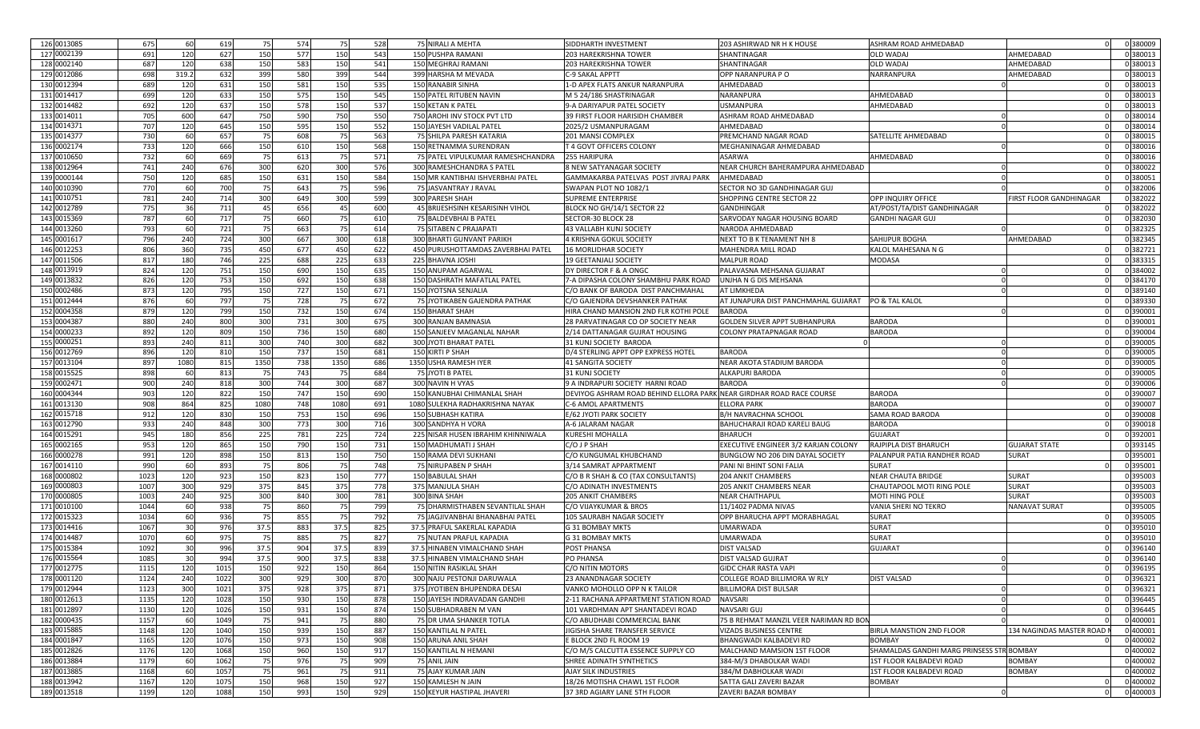| | | | | | | | | | | | | | | | |
|---|---|---|---|---|---|---|---|---|---|---|---|---|---|---|---|
| 126 | 0013085 | 675 | 60 | 619 | 75 | 574 | 75 | 528 | 75 | NIRALI A MEHTA | SIDDHARTH INVESTMENT | 203 ASHIRWAD NR H K HOUSE | ASHRAM ROAD AHMEDABAD | 0 | 0 380009 |
| 127 | 0002139 | 691 | 120 | 627 | 150 | 577 | 150 | 543 | 150 | PUSHPA RAMANI | 203 HAREKRISHNA TOWER | SHANTINAGAR | OLD WADAJ | AHMEDABAD | 0 380013 |
| 128 | 0002140 | 687 | 120 | 638 | 150 | 583 | 150 | 541 | 150 | MEGHRAJ RAMANI | 203 HAREKRISHNA TOWER | SHANTINAGAR | OLD WADAJ | AHMEDABAD | 0 380013 |
| 129 | 0012086 | 698 | 319.2 | 632 | 399 | 580 | 399 | 544 | 399 | HARSHA M MEVADA | C-9 SAKAL APPTT | OPP NARANPURA P O | NARRANPURA | AHMEDABAD | 0 380013 |
| 130 | 0012394 | 689 | 120 | 631 | 150 | 581 | 150 | 535 | 150 | RANABIR SINHA | 1-D APEX FLATS ANKUR NARANPURA | AHMEDABAD | 0 | 0 | 0 380013 |
| 131 | 0014417 | 699 | 120 | 633 | 150 | 575 | 150 | 545 | 150 | PATEL RITUBEN NAVIN | M 5 24/186 SHASTRINAGAR | NARANPURA | AHMEDABAD | 0 | 0 380013 |
| 132 | 0014482 | 692 | 120 | 637 | 150 | 578 | 150 | 537 | 150 | KETAN K PATEL | 9-A DARIYAPUR PATEL SOCIETY | USMANPURA | AHMEDABAD | 0 | 0 380013 |
| 133 | 0014011 | 705 | 600 | 647 | 750 | 590 | 750 | 550 | 750 | AROHI INV STOCK PVT LTD | 39 FIRST FLOOR HARISIDH CHAMBER | ASHRAM ROAD AHMEDABAD | 0 | 0 | 0 380014 |
| 134 | 0014371 | 707 | 120 | 645 | 150 | 595 | 150 | 552 | 150 | JAYESH VADILAL PATEL | 2025/2 USMANPURAGAM | AHMEDABAD | 0 | 0 | 0 380014 |
| 135 | 0014377 | 730 | 60 | 657 | 75 | 608 | 75 | 563 | 75 | SHILPA PARESH KATARIA | 201 MANSI COMPLEX | PREMCHAND NAGAR ROAD | SATELLITE AHMEDABAD | 0 | 0 380015 |
| 136 | 0002174 | 733 | 120 | 666 | 150 | 610 | 150 | 568 | 150 | RETNAMMA SURENDRAN | T 4 GOVT OFFICERS COLONY | MEGHANINAGAR AHMEDABAD | 0 | 0 | 0 380016 |
| 137 | 0010650 | 732 | 60 | 669 | 75 | 613 | 75 | 571 | 75 | PATEL VIPULKUMAR RAMESHCHANDRA | 255 HARIPURA | ASARWA | AHMEDABAD | 0 | 0 380016 |
| 138 | 0012964 | 741 | 240 | 676 | 300 | 620 | 300 | 576 | 300 | RAMESHCHANDRA S PATEL | 8 NEW SATYANAGAR SOCIETY | NEAR CHURCH BAHERAMPURA AHMEDABAD | 0 | 0 | 0 380022 |
| 139 | 0000144 | 750 | 120 | 685 | 150 | 631 | 150 | 584 | 150 | MR KANTIBHAI ISHVERBHAI PATEL | GAMMAKARBA PATELVAS POST JIVRAJ PARK | AHMEDABAD | 0 | 0 | 0 380051 |
| 140 | 0010390 | 770 | 60 | 700 | 75 | 643 | 75 | 596 | 75 | JASVANTRAY J RAVAL | SWAPAN PLOT NO 1082/1 | SECTOR NO 3D GANDHINAGAR GUJ | 0 | 0 | 0 382006 |
| 141 | 0010751 | 781 | 240 | 714 | 300 | 649 | 300 | 599 | 300 | PARESH SHAH | SUPREME ENTERPRISE | SHOPPING CENTRE SECTOR 22 | OPP INQUIRY OFFICE | FIRST FLOOR GANDHINAGAR | 0 382022 |
| 142 | 0012789 | 775 | 36 | 711 | 45 | 656 | 45 | 600 | 45 | BRIJESHSINH KESARISINH VIHOL | BLOCK NO GH/14/1 SECTOR 22 | GANDHINGAR | AT/POST/TA/DIST GANDHINAGAR | 0 | 0 382022 |
| 143 | 0015369 | 787 | 60 | 717 | 75 | 660 | 75 | 610 | 75 | BALDEVBHAI B PATEL | SECTOR-30 BLOCK 28 | SARVODAY NAGAR HOUSING BOARD | GANDHI NAGAR GUJ | 0 | 0 382030 |
| 144 | 0013260 | 793 | 60 | 721 | 75 | 663 | 75 | 614 | 75 | SITABEN C PRAJAPATI | 43 VALLABH KUNJ SOCIETY | NARODA AHMEDABAD | 0 | 0 | 0 382325 |
| 145 | 0001617 | 796 | 240 | 724 | 300 | 667 | 300 | 618 | 300 | BHARTI GUNVANT PARIKH | 4 KRISHNA GOKUL SOCIETY | NEXT TO B K TENAMENT NH 8 | SAHIJPUR BOGHA | AHMEDABAD | 0 382345 |
| 146 | 0012253 | 806 | 360 | 735 | 450 | 677 | 450 | 622 | 450 | PURUSHOTTAMDAS ZAVERBHAI PATEL | 16 MORLIDHAR SOCIETY | MAHENDRA MILL ROAD | KALOL MAHESANA N G | 0 | 0 382721 |
| 147 | 0011506 | 817 | 180 | 746 | 225 | 688 | 225 | 633 | 225 | BHAVNA JOSHI | 19 GEETANJALI SOCIETY | MALPUR ROAD | MODASA | 0 | 0 383315 |
| 148 | 0013919 | 824 | 120 | 751 | 150 | 690 | 150 | 635 | 150 | ANUPAM AGARWAL | DY DIRECTOR F & A ONGC | PALAVASNA MEHSANA GUJARAT | 0 | 0 | 0 384002 |
| 149 | 0013832 | 826 | 120 | 753 | 150 | 692 | 150 | 638 | 150 | DASHRATH MAFATLAL PATEL | 7-A DIPASHA COLONY SHAMBHU PARK ROAD | UNJHA N G DIS MEHSANA | 0 | 0 | 0 384170 |
| 150 | 0002486 | 873 | 120 | 795 | 150 | 727 | 150 | 671 | 150 | JYOTSNA SENJALIA | C/O BANK OF BARODA DIST PANCHMAHAL | AT LIMKHEDA | 0 | 0 | 0 389140 |
| 151 | 0012444 | 876 | 60 | 797 | 75 | 728 | 75 | 672 | 75 | JYOTIKABEN GAJENDRA PATHAK | C/O GAJENDRA DEVSHANKER PATHAK | AT JUNAPURA DIST PANCHMAHAL GUJARAT | PO & TAL KALOL | 0 | 0 389330 |
| 152 | 0004358 | 879 | 120 | 799 | 150 | 732 | 150 | 674 | 150 | BHARAT SHAH | HIRA CHAND MANSION 2ND FLR KOTHI POLE | BARODA | 0 | 0 | 0 390001 |
| 153 | 0004387 | 880 | 240 | 800 | 300 | 731 | 300 | 675 | 300 | RANJAN BAMNASIA | 28 PARVATINAGAR CO OP SOCIETY NEAR | GOLDEN SILVER APPT SUBHANPURA | BARODA | 0 | 0 390001 |
| 154 | 0000233 | 892 | 120 | 809 | 150 | 736 | 150 | 680 | 150 | SANJEEV MAGANLAL NAHAR | 2/14 DATTANAGAR GUJRAT HOUSING | COLONY PRATAPNAGAR ROAD | BARODA | 0 | 0 390004 |
| 155 | 0000251 | 893 | 240 | 811 | 300 | 740 | 300 | 682 | 300 | JYOTI BHARAT PATEL | 31 KUNJ SOCIETY BARODA | 0 | 0 | 0 | 0 390005 |
| 156 | 0012769 | 896 | 120 | 810 | 150 | 737 | 150 | 681 | 150 | KIRTI P SHAH | D/4 STERLING APPT OPP EXPRESS HOTEL | BARODA | 0 | 0 | 0 390005 |
| 157 | 0013104 | 897 | 1080 | 815 | 1350 | 738 | 1350 | 686 | 1350 | USHA RAMESH IYER | 41 SANGITA SOCIETY | NEAR AKOTA STADIUM BARODA | 0 | 0 | 0 390005 |
| 158 | 0015525 | 898 | 60 | 813 | 75 | 743 | 75 | 684 | 75 | JYOTI B PATEL | 31 KUNJ SOCIETY | ALKAPURI BARODA | 0 | 0 | 0 390005 |
| 159 | 0002471 | 900 | 240 | 818 | 300 | 744 | 300 | 687 | 300 | NAVIN H VYAS | 9 A INDRAPURI SOCIETY HARNI ROAD | BARODA | 0 | 0 | 0 390006 |
| 160 | 0004344 | 903 | 120 | 822 | 150 | 747 | 150 | 690 | 150 | KANUBHAI CHIMANLAL SHAH | DEVIYOG ASHRAM ROAD BEHIND ELLORA PARK | NEAR GIRDHAR ROAD RACE COURSE | BARODA | 0 | 0 390007 |
| 161 | 0013130 | 908 | 864 | 825 | 1080 | 748 | 1080 | 691 | 1080 | SULEKHA RADHAKRISHNA NAYAK | C-6 AMOL APARTMENTS | ELLORA PARK | BARODA | 0 | 0 390007 |
| 162 | 0015718 | 912 | 120 | 830 | 150 | 753 | 150 | 696 | 150 | SUBHASH KATIRA | E/62 JYOTI PARK SOCIETY | B/H NAVRACHNA SCHOOL | SAMA ROAD BARODA | 0 | 0 390008 |
| 163 | 0012790 | 933 | 240 | 848 | 300 | 773 | 300 | 716 | 300 | SANDHYA H VORA | A-6 JALARAM NAGAR | BAHUCHARAJI ROAD KARELI BAUG | BARODA | 0 | 0 390018 |
| 164 | 0015291 | 945 | 180 | 856 | 225 | 781 | 225 | 724 | 225 | NISAR HUSEN IBRAHIM KHINNIWALA | KURESHI MOHALLA | BHARUCH | GUJARAT | 0 | 0 392001 |
| 165 | 0002165 | 953 | 120 | 865 | 150 | 790 | 150 | 731 | 150 | MADHUMATI J SHAH | C/O J P SHAH | EXECUTIVE ENGINEER 3/2 KARJAN COLONY | RAJPIPLA DIST BHARUCH | GUJARAT STATE | 0 393145 |
| 166 | 0000278 | 991 | 120 | 898 | 150 | 813 | 150 | 750 | 150 | RAMA DEVI SUKHANI | C/O KUNGUMAL KHUBCHAND | BUNGLOW NO 206 DIN DAYAL SOCIETY | PALANPUR PATIA RANDHER ROAD | SURAT | 0 395001 |
| 167 | 0014110 | 990 | 60 | 893 | 75 | 806 | 75 | 748 | 75 | NIRUPABEN P SHAH | 3/14 SAMRAT APPARTMENT | PANI NI BHINT SONI FALIA | SURAT | 0 | 0 395001 |
| 168 | 0000802 | 1023 | 120 | 923 | 150 | 823 | 150 | 777 | 150 | BABULAL SHAH | C/O B R SHAH & CO (TAX CONSULTANTS) | 204 ANKIT CHAMBERS | NEAR CHAUTA BRIDGE | SURAT | 0 395003 |
| 169 | 0000803 | 1007 | 300 | 929 | 375 | 845 | 375 | 778 | 375 | MANJULA SHAH | C/O ADINATH INVESTMENTS | 205 ANKIT CHAMBERS NEAR | CHAUTAPOOL MOTI RING POLE | SURAT | 0 395003 |
| 170 | 0000805 | 1003 | 240 | 925 | 300 | 840 | 300 | 781 | 300 | BINA SHAH | 205 ANKIT CHAMBERS | NEAR CHAITHAPUL | MOTI HING POLE | SURAT | 0 395003 |
| 171 | 0010100 | 1044 | 60 | 938 | 75 | 860 | 75 | 799 | 75 | DHARMISTHABEN SEVANTILAL SHAH | C/O VIJAYKUMAR & BROS | 11/1402 PADMA NIVAS | VANIA SHERI NO TEKRO | NANAVAT SURAT | 0 395005 |
| 172 | 0015323 | 1034 | 60 | 936 | 75 | 855 | 75 | 792 | 75 | JAGJIVANBHAI BHANABHAI PATEL | 105 SAURABH NAGAR SOCIETY | OPP BHARUCHA APPT MORABHAGAL | SURAT | 0 | 0 395005 |
| 173 | 0014416 | 1067 | 30 | 976 | 37.5 | 883 | 37.5 | 825 | 37.5 | PRAFUL SAKERLAL KAPADIA | G 31 BOMBAY MKTS | UMARWADA | SURAT | 0 | 0 395010 |
| 174 | 0014487 | 1070 | 60 | 975 | 75 | 885 | 75 | 827 | 75 | NUTAN PRAFUL KAPADIA | G 31 BOMBAY MKTS | UMARWADA | SURAT | 0 | 0 395010 |
| 175 | 0015384 | 1092 | 30 | 996 | 37.5 | 904 | 37.5 | 839 | 37.5 | HINABEN VIMALCHAND SHAH | POST PHANSA | DIST VALSAD | GUJARAT | 0 | 0 396140 |
| 176 | 0015564 | 1085 | 30 | 994 | 37.5 | 900 | 37.5 | 838 | 37.5 | HINABEN VIMALCHAND SHAH | PO PHANSA | DIST VALSAD GUJRAT | 0 | 0 | 0 396140 |
| 177 | 0012775 | 1115 | 120 | 1015 | 150 | 922 | 150 | 864 | 150 | NITIN RASIKLAL SHAH | C/O NITIN MOTORS | GIDC CHAR RASTA VAPI | 0 | 0 | 0 396195 |
| 178 | 0001120 | 1124 | 240 | 1022 | 300 | 929 | 300 | 870 | 300 | NAJU PESTONJI DARUWALA | 23 ANANDNAGAR SOCIETY | COLLEGE ROAD BILLIMORA W RLY | DIST VALSAD | 0 | 0 396321 |
| 179 | 0012944 | 1123 | 300 | 1021 | 375 | 928 | 375 | 871 | 375 | JYOTIBEN BHUPENDRA DESAI | VANKO MOHOLLO OPP N K TAILOR | BILLIMORA DIST BULSAR | 0 | 0 | 0 396321 |
| 180 | 0012613 | 1135 | 120 | 1028 | 150 | 930 | 150 | 878 | 150 | JAYESH INDRAVADAN GANDHI | 2-11 RACHANA APPARTMENT STATION ROAD | NAVSARI | 0 | 0 | 0 396445 |
| 181 | 0012897 | 1130 | 120 | 1026 | 150 | 931 | 150 | 874 | 150 | SUBHADRABEN M VAN | 101 VARDHMAN APT SHANTADEVI ROAD | NAVSARI GUJ | 0 | 0 | 0 396445 |
| 182 | 0000435 | 1157 | 60 | 1049 | 75 | 941 | 75 | 880 | 75 | DR UMA SHANKER TOTLA | C/O ABUDHABI COMMERCIAL BANK | 75 B REHMAT MANZIL VEER NARIMAN RD BON | 0 | 0 | 0 400001 |
| 183 | 0015885 | 1148 | 120 | 1040 | 150 | 939 | 150 | 887 | 150 | KANTILAL N PATEL | JIGISHA SHARE TRANSFER SERVICE | VIZADS BUSINESS CENTRE | BIRLA MANSTION 2ND FLOOR | 134 NAGINDAS MASTER ROAD | 0 400001 |
| 184 | 0001847 | 1165 | 120 | 1076 | 150 | 973 | 150 | 908 | 150 | ARUNA ANIL SHAH | E BLOCK 2ND FL ROOM 19 | BHANGWADI KALBADEVI RD | BOMBAY | 0 | 0 400002 |
| 185 | 0012826 | 1176 | 120 | 1068 | 150 | 960 | 150 | 917 | 150 | KANTILAL N HEMANI | C/O M/S CALCUTTA ESSENCE SUPPLY CO | MALCHAND MAMSION 1ST FLOOR | SHAMALDAS GANDHI MARG PRINSESS STR | BOMBAY | 0 400002 |
| 186 | 0013884 | 1179 | 60 | 1062 | 75 | 976 | 75 | 909 | 75 | ANIL JAIN | SHREE ADINATH SYNTHETICS | 384-M/3 DHABOLKAR WADI | 1ST FLOOR KALBADEVI ROAD | BOMBAY | 0 400002 |
| 187 | 0013885 | 1168 | 60 | 1057 | 75 | 961 | 75 | 911 | 75 | AJAY KUMAR JAIN | AJAY SILK INDUSTRIES | 384/M DABHOLKAR WADI | 1ST FLOOR KALBADEVI ROAD | BOMBAY | 0 400002 |
| 188 | 0013942 | 1167 | 120 | 1075 | 150 | 968 | 150 | 927 | 150 | KAMLESH N JAIN | 18/26 MOTISHA CHAWL 1ST FLOOR | SATTA GALI ZAVERI BAZAR | BOMBAY | 0 | 0 400002 |
| 189 | 0013518 | 1199 | 120 | 1088 | 150 | 993 | 150 | 929 | 150 | KEYUR HASTIPAL JHAVERI | 37 3RD AGIARY LANE 5TH FLOOR | ZAVERI BAZAR BOMBAY | 0 | 0 | 0 400003 |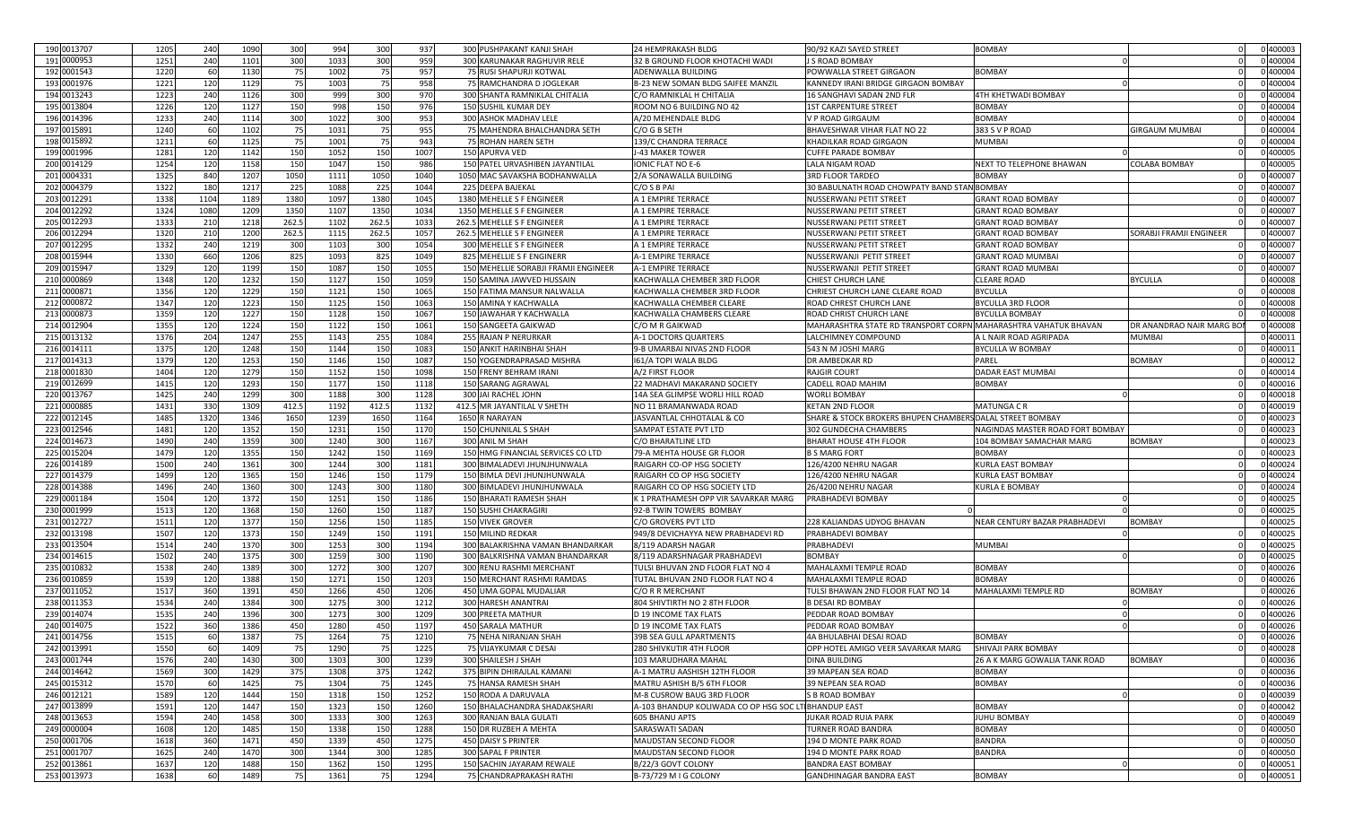| | | | | | | | | | | | | | | | | | |
|---|---|---|---|---|---|---|---|---|---|---|---|---|---|---|---|---|---|
| 190 | 0013707 | 1205 | 240 | 1090 | 300 | 994 | 300 | 937 | 300 | PUSHPAKANT KANJI SHAH | 24 HEMPRAKASH BLDG | 90/92 KAZI SAYED STREET | BOMBAY | | 0 | 0 | 400003 |
| 191 | 0000953 | 1251 | 240 | 1101 | 300 | 1033 | 300 | 959 | 300 | KARUNAKAR RAGHUVIR RELE | 32 B GROUND FLOOR KHOTACHI WADI | J S ROAD BOMBAY | 0 | | 0 | 0 | 400004 |
| 192 | 0001543 | 1220 | 60 | 1130 | 75 | 1002 | 75 | 957 | 75 | RUSI SHAPURJI KOTWAL | ADENWALLA BUILDING | POWWALLA STREET GIRGAON | BOMBAY | | 0 | 0 | 400004 |
| 193 | 0001976 | 1221 | 120 | 1129 | 75 | 1003 | 75 | 958 | 75 | RAMCHANDRA D JOGLEKAR | B-23 NEW SOMAN BLDG SAIFEE MANZIL | KANNEDY IRANI BRIDGE GIRGAON BOMBAY | 0 | | 0 | 0 | 400004 |
| 194 | 0013243 | 1223 | 240 | 1126 | 300 | 999 | 300 | 970 | 300 | SHANTA RAMNIKLAL CHITALIA | C/O RAMNIKLAL H CHITALIA | 16 SANGHAVI SADAN 2ND FLR | 4TH KHETWADI BOMBAY | | 0 | 0 | 400004 |
| 195 | 0013804 | 1226 | 120 | 1127 | 150 | 998 | 150 | 976 | 150 | SUSHIL KUMAR DEY | ROOM NO 6 BUILDING NO 42 | 1ST CARPENTURE STREET | BOMBAY | | 0 | 0 | 400004 |
| 196 | 0014396 | 1233 | 240 | 1114 | 300 | 1022 | 300 | 953 | 300 | ASHOK MADHAV LELE | A/20 MEHENDALE BLDG | V P ROAD GIRGAUM | BOMBAY | | 0 | 0 | 400004 |
| 197 | 0015891 | 1240 | 60 | 1102 | 75 | 1031 | 75 | 955 | 75 | MAHENDRA BHALCHANDRA SETH | C/O G B SETH | BHAVESHWAR VIHAR FLAT NO 22 | 383 S V P ROAD | GIRGAUM MUMBAI | | 0 | 400004 |
| 198 | 0015892 | 1211 | 60 | 1125 | 75 | 1001 | 75 | 943 | 75 | ROHAN HAREN SETH | 139/C CHANDRA TERRACE | KHADILKAR ROAD GIRGAON | MUMBAI | | 0 | 0 | 400004 |
| 199 | 0001996 | 1281 | 120 | 1142 | 150 | 1052 | 150 | 1007 | 150 | APURVA VED | J-43 MAKER TOWER | CUFFE PARADE BOMBAY | 0 | | 0 | 0 | 400005 |
| 200 | 0014129 | 1254 | 120 | 1158 | 150 | 1047 | 150 | 986 | 150 | PATEL URVASHIBEN JAYANTILAL | IONIC FLAT NO E-6 | LALA NIGAM ROAD | NEXT TO TELEPHONE BHAWAN | COLABA BOMBAY | | 0 | 400005 |
| 201 | 0004331 | 1325 | 840 | 1207 | 1050 | 1111 | 1050 | 1040 | 1050 | MAC SAVAKSHA BODHANWALLA | 2/A SONAWALLA BUILDING | 3RD FLOOR TARDEO | BOMBAY | | 0 | 0 | 400007 |
| 202 | 0004379 | 1322 | 180 | 1217 | 225 | 1088 | 225 | 1044 | 225 | DEEPA BAJEKAL | C/O S B PAI | 30 BABULNATH ROAD CHOWPATY BAND STAN | BOMBAY | | 0 | 0 | 400007 |
| 203 | 0012291 | 1338 | 1104 | 1189 | 1380 | 1097 | 1380 | 1045 | 1380 | MEHELLE S F ENGINEER | A 1 EMPIRE TERRACE | NUSSERWANJ PETIT STREET | GRANT ROAD BOMBAY | | 0 | 0 | 400007 |
| 204 | 0012292 | 1324 | 1080 | 1209 | 1350 | 1107 | 1350 | 1034 | 1350 | MEHELLE S F ENGINEER | A 1 EMPIRE TERRACE | NUSSERWANJ PETIT STREET | GRANT ROAD BOMBAY | | 0 | 0 | 400007 |
| 205 | 0012293 | 1333 | 210 | 1218 | 262.5 | 1102 | 262.5 | 1033 | 262.5 | MEHELLE S F ENGINEER | A 1 EMPIRE TERRACE | NUSSERWANJ PETIT STREET | GRANT ROAD BOMBAY | | 0 | 0 | 400007 |
| 206 | 0012294 | 1320 | 210 | 1200 | 262.5 | 1115 | 262.5 | 1057 | 262.5 | MEHELLE S F ENGINEER | A 1 EMPIRE TERRACE | NUSSERWANJ PETIT STREET | GRANT ROAD BOMBAY | SORABJI FRAMJI ENGINEER | | 0 | 400007 |
| 207 | 0012295 | 1332 | 240 | 1219 | 300 | 1103 | 300 | 1054 | 300 | MEHELLE S F ENGINEER | A 1 EMPIRE TERRACE | NUSSERWANJ PETIT STREET | GRANT ROAD BOMBAY | | 0 | 0 | 400007 |
| 208 | 0015944 | 1330 | 660 | 1206 | 825 | 1093 | 825 | 1049 | 825 | MEHELLIE S F ENGINERR | A-1 EMPIRE TERRACE | NUSSERWANJI PETIT STREET | GRANT ROAD MUMBAI | | 0 | 0 | 400007 |
| 209 | 0015947 | 1329 | 120 | 1199 | 150 | 1087 | 150 | 1055 | 150 | MEHELLIE SORABJI FRAMJI ENGINEER | A-1 EMPIRE TERRACE | NUSSERWANJI PETIT STREET | GRANT ROAD MUMBAI | | 0 | 0 | 400007 |
| 210 | 0000869 | 1348 | 120 | 1232 | 150 | 1127 | 150 | 1059 | 150 | SAMINA JAWVED HUSSAIN | KACHWALLA CHEMBER 3RD FLOOR | CHIEST CHURCH LANE | CLEARE ROAD | BYCULLA | | 0 | 400008 |
| 211 | 0000871 | 1356 | 120 | 1229 | 150 | 1121 | 150 | 1065 | 150 | FATIMA MANSUR NALWALLA | KACHWALLA CHEMBER 3RD FLOOR | CHRIEST CHURCH LANE CLEARE ROAD | BYCULLA | | 0 | 0 | 400008 |
| 212 | 0000872 | 1347 | 120 | 1223 | 150 | 1125 | 150 | 1063 | 150 | AMINA Y KACHWALLA | KACHWALLA CHEMBER CLEARE | ROAD CHREST CHURCH LANE | BYCULLA 3RD FLOOR | | 0 | 0 | 400008 |
| 213 | 0000873 | 1359 | 120 | 1227 | 150 | 1128 | 150 | 1067 | 150 | JAWAHAR Y KACHWALLA | KACHWALLA CHAMBERS CLEARE | ROAD CHRIST CHURCH LANE | BYCULLA BOMBAY | | 0 | 0 | 400008 |
| 214 | 0012904 | 1355 | 120 | 1224 | 150 | 1122 | 150 | 1061 | 150 | SANGEETA GAIKWAD | C/O M R GAIKWAD | MAHARASHTRA STATE RD TRANSPORT CORPN | MAHARASHTRA VAHATUK BHAVAN | DR ANANDRAO NAIR MARG BO | | 0 | 400008 |
| 215 | 0013132 | 1376 | 204 | 1247 | 255 | 1143 | 255 | 1084 | 255 | RAJAN P NERURKAR | A-1 DOCTORS QUARTERS | LALCHIMNEY COMPOUND | A L NAIR ROAD AGRIPADA | MUMBAI | | 0 | 400011 |
| 216 | 0014111 | 1375 | 120 | 1248 | 150 | 1144 | 150 | 1083 | 150 | ANKIT HARINBHAI SHAH | 9-B UMARBAI NIVAS 2ND FLOOR | 543 N M JOSHI MARG | BYCULLA W BOMBAY | | 0 | 0 | 400011 |
| 217 | 0014313 | 1379 | 120 | 1253 | 150 | 1146 | 150 | 1087 | 150 | YOGENDRAPRASAD MISHRA | I61/A TOPI WALA BLDG | DR AMBEDKAR RD | PAREL | BOMBAY | | 0 | 400012 |
| 218 | 0001830 | 1404 | 120 | 1279 | 150 | 1152 | 150 | 1098 | 150 | FRENY BEHRAM IRANI | A/2 FIRST FLOOR | RAJGIR COURT | DADAR EAST MUMBAI | | 0 | 0 | 400014 |
| 219 | 0012699 | 1415 | 120 | 1293 | 150 | 1177 | 150 | 1118 | 150 | SARANG AGRAWAL | 22 MADHAVI MAKARAND SOCIETY | CADELL ROAD MAHIM | BOMBAY | | 0 | 0 | 400016 |
| 220 | 0013767 | 1425 | 240 | 1299 | 300 | 1188 | 300 | 1128 | 300 | JAI RACHEL JOHN | 14A SEA GLIMPSE WORLI HILL ROAD | WORLI BOMBAY | 0 | | 0 | 0 | 400018 |
| 221 | 0000885 | 1431 | 330 | 1309 | 412.5 | 1192 | 412.5 | 1132 | 412.5 | MR JAYANTILAL V SHETH | NO 11 BRAMANWADA ROAD | KETAN 2ND FLOOR | MATUNGA C R | | 0 | 0 | 400019 |
| 222 | 0012145 | 1485 | 1320 | 1346 | 1650 | 1239 | 1650 | 1164 | 1650 | R NARAYAN | JASVANTLAL CHHOTALAL & CO | SHARE & STOCK BROKERS BHUPEN CHAMBERS | DALAL STREET BOMBAY | | 0 | 0 | 400023 |
| 223 | 0012546 | 1481 | 120 | 1352 | 150 | 1231 | 150 | 1170 | 150 | CHUNNILAL S SHAH | SAMPAT ESTATE PVT LTD | 302 GUNDECHA CHAMBERS | NAGINDAS MASTER ROAD FORT BOMBAY | | 0 | 0 | 400023 |
| 224 | 0014673 | 1490 | 240 | 1359 | 300 | 1240 | 300 | 1167 | 300 | ANIL M SHAH | C/O BHARATLINE LTD | BHARAT HOUSE 4TH FLOOR | 104 BOMBAY SAMACHAR MARG | BOMBAY | | 0 | 400023 |
| 225 | 0015204 | 1479 | 120 | 1355 | 150 | 1242 | 150 | 1169 | 150 | HMG FINANCIAL SERVICES CO LTD | 79-A MEHTA HOUSE GR FLOOR | B S MARG FORT | BOMBAY | | 0 | 0 | 400023 |
| 226 | 0014189 | 1500 | 240 | 1361 | 300 | 1244 | 300 | 1181 | 300 | BIMALADEVI JHUNJHUNWALA | RAIGARH CO-OP HSG SOCIETY | 126/4200 NEHRU NAGAR | KURLA EAST BOMBAY | | 0 | 0 | 400024 |
| 227 | 0014379 | 1499 | 120 | 1365 | 150 | 1246 | 150 | 1179 | 150 | BIMLA DEVI JHUNJHUNWALA | RAIGARH CO OP HSG SOCIETY | 126/4200 NEHRU NAGAR | KURLA EAST BOMBAY | | 0 | 0 | 400024 |
| 228 | 0014388 | 1496 | 240 | 1360 | 300 | 1243 | 300 | 1180 | 300 | BIMLADEVI JHUNJHUNWALA | RAIGARH CO OP HSG SOCIETY LTD | 26/4200 NEHRU NAGAR | KURLA E BOMBAY | | 0 | 0 | 400024 |
| 229 | 0001184 | 1504 | 120 | 1372 | 150 | 1251 | 150 | 1186 | 150 | BHARATI RAMESH SHAH | K 1 PRATHAMESH OPP VIR SAVARKAR MARG | PRABHADEVI BOMBAY | 0 | | 0 | 0 | 400025 |
| 230 | 0001999 | 1513 | 120 | 1368 | 150 | 1260 | 150 | 1187 | 150 | SUSHI CHAKRAGIRI | 92-B TWIN TOWERS BOMBAY | 0 | | | 0 | 0 | 400025 |
| 231 | 0012727 | 1511 | 120 | 1377 | 150 | 1256 | 150 | 1185 | 150 | VIVEK GROVER | C/O GROVERS PVT LTD | 228 KALIANDAS UDYOG BHAVAN | NEAR CENTURY BAZAR PRABHADEVI | BOMBAY | | 0 | 400025 |
| 232 | 0013198 | 1507 | 120 | 1373 | 150 | 1249 | 150 | 1191 | 150 | MILIND REDKAR | 949/8 DEVICHAYYA NEW PRABHADEVI RD | PRABHADEVI BOMBAY | 0 | | 0 | 0 | 400025 |
| 233 | 0013504 | 1514 | 240 | 1370 | 300 | 1253 | 300 | 1194 | 300 | BALAKRISHNA VAMAN BHANDARKAR | 8/119 ADARSH NAGAR | PRABHADEVI | MUMBAI | | 0 | 0 | 400025 |
| 234 | 0014615 | 1502 | 240 | 1375 | 300 | 1259 | 300 | 1190 | 300 | BALKRISHNA VAMAN BHANDARKAR | 8/119 ADARSHNAGAR PRABHADEVI | BOMBAY | 0 | | 0 | 0 | 400025 |
| 235 | 0010832 | 1538 | 240 | 1389 | 300 | 1272 | 300 | 1207 | 300 | RENU RASHMI MERCHANT | TULSI BHUVAN 2ND FLOOR FLAT NO 4 | MAHALAXMI TEMPLE ROAD | BOMBAY | | 0 | 0 | 400026 |
| 236 | 0010859 | 1539 | 120 | 1388 | 150 | 1271 | 150 | 1203 | 150 | MERCHANT RASHMI RAMDAS | TUTAL BHUVAN 2ND FLOOR FLAT NO 4 | MAHALAXMI TEMPLE ROAD | BOMBAY | | 0 | 0 | 400026 |
| 237 | 0011052 | 1517 | 360 | 1391 | 450 | 1266 | 450 | 1206 | 450 | UMA GOPAL MUDALIAR | C/O R R MERCHANT | TULSI BHAWAN 2ND FLOOR FLAT NO 14 | MAHALAXMI TEMPLE RD | BOMBAY | | 0 | 400026 |
| 238 | 0011353 | 1534 | 240 | 1384 | 300 | 1275 | 300 | 1212 | 300 | HARESH ANANTRAI | 804 SHIVTIRTH NO 2 8TH FLOOR | B DESAI RD BOMBAY | 0 | | 0 | 0 | 400026 |
| 239 | 0014074 | 1535 | 240 | 1396 | 300 | 1273 | 300 | 1209 | 300 | PREETA MATHUR | D 19 INCOME TAX FLATS | PEDDAR ROAD BOMBAY | 0 | | 0 | 0 | 400026 |
| 240 | 0014075 | 1522 | 360 | 1386 | 450 | 1280 | 450 | 1197 | 450 | SARALA MATHUR | D 19 INCOME TAX FLATS | PEDDAR ROAD BOMBAY | 0 | | 0 | 0 | 400026 |
| 241 | 0014756 | 1515 | 60 | 1387 | 75 | 1264 | 75 | 1210 | 75 | NEHA NIRANJAN SHAH | 39B SEA GULL APARTMENTS | 4A BHULABHAI DESAI ROAD | BOMBAY | | 0 | 0 | 400026 |
| 242 | 0013991 | 1550 | 60 | 1409 | 75 | 1290 | 75 | 1225 | 75 | VIJAYKUMAR C DESAI | 280 SHIVKUTIR 4TH FLOOR | OPP HOTEL AMIGO VEER SAVARKAR MARG | SHIVAJI PARK BOMBAY | | 0 | 0 | 400028 |
| 243 | 0001744 | 1576 | 240 | 1430 | 300 | 1303 | 300 | 1239 | 300 | SHAILESH J SHAH | 103 MARUDHARA MAHAL | DINA BUILDING | 26 A K MARG GOWALIA TANK ROAD | BOMBAY | | 0 | 400036 |
| 244 | 0014642 | 1569 | 300 | 1429 | 375 | 1308 | 375 | 1242 | 375 | BIPIN DHIRAJLAL KAMANI | A-1 MATRU AASHISH 12TH FLOOR | 39 MAPEAN SEA ROAD | BOMBAY | | 0 | 0 | 400036 |
| 245 | 0015312 | 1570 | 60 | 1425 | 75 | 1304 | 75 | 1245 | 75 | HANSA RAMESH SHAH | MATRU ASHISH B/5 6TH FLOOR | 39 NEPEAN SEA ROAD | BOMBAY | | 0 | 0 | 400036 |
| 246 | 0012121 | 1589 | 120 | 1444 | 150 | 1318 | 150 | 1252 | 150 | RODA A DARUVALA | M-8 CUSROW BAUG 3RD FLOOR | S B ROAD BOMBAY | 0 | | 0 | 0 | 400039 |
| 247 | 0013899 | 1591 | 120 | 1447 | 150 | 1323 | 150 | 1260 | 150 | BHALACHANDRA SHADAKSHARI | A-103 BHANDUP KOLIWADA CO OP HSG SOC LT | BHANDUP EAST | BOMBAY | | 0 | 0 | 400042 |
| 248 | 0013653 | 1594 | 240 | 1458 | 300 | 1333 | 300 | 1263 | 300 | RANJAN BALA GULATI | 605 BHANU APTS | JUKAR ROAD RUIA PARK | JUHU BOMBAY | | 0 | 0 | 400049 |
| 249 | 0000004 | 1608 | 120 | 1485 | 150 | 1338 | 150 | 1288 | 150 | DR RUZBEH A MEHTA | SARASWATI SADAN | TURNER ROAD BANDRA | BOMBAY | | 0 | 0 | 400050 |
| 250 | 0001706 | 1618 | 360 | 1471 | 450 | 1339 | 450 | 1275 | 450 | DAISY S PRINTER | MAUDSTAN SECOND FLOOR | 194 D MONTE PARK ROAD | BANDRA | | 0 | 0 | 400050 |
| 251 | 0001707 | 1625 | 240 | 1470 | 300 | 1344 | 300 | 1285 | 300 | SAPAL F PRINTER | MAUDSTAN SECOND FLOOR | 194 D MONTE PARK ROAD | BANDRA | | 0 | 0 | 400050 |
| 252 | 0013861 | 1637 | 120 | 1488 | 150 | 1362 | 150 | 1295 | 150 | SACHIN JAYARAM REWALE | B/22/3 GOVT COLONY | BANDRA EAST BOMBAY | 0 | | 0 | 0 | 400051 |
| 253 | 0013973 | 1638 | 60 | 1489 | 75 | 1361 | 75 | 1294 | 75 | CHANDRAPRAKASH RATHI | B-73/729 M I G COLONY | GANDHINAGAR BANDRA EAST | BOMBAY | | 0 | 0 | 400051 |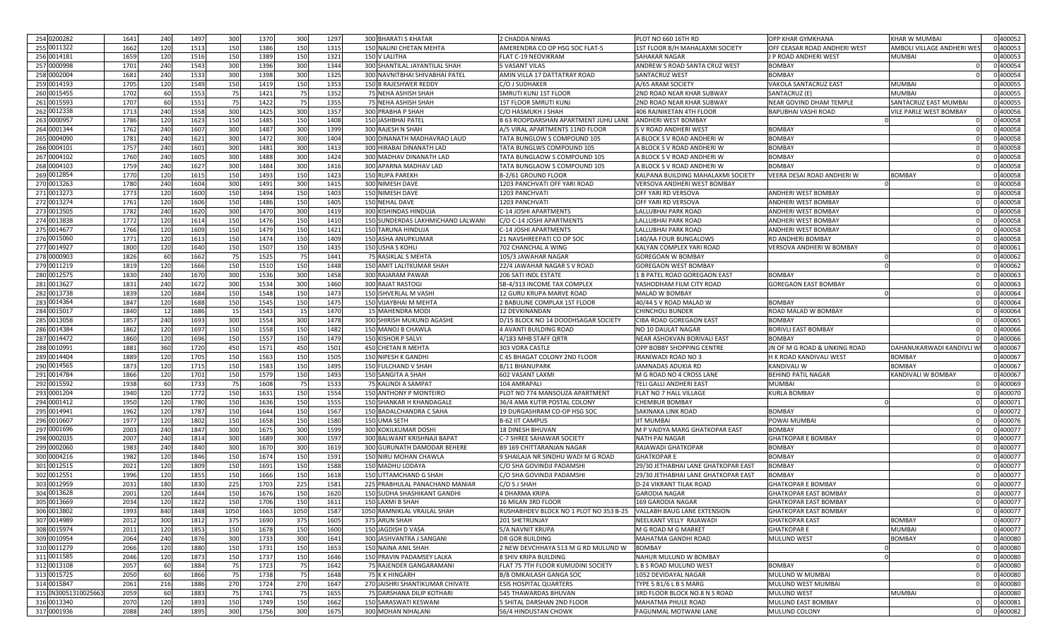| | | | | | | | | | | | | | | | |
|---|---|---|---|---|---|---|---|---|---|---|---|---|---|---|---|
| 254 | 0200282 | 1641 | 240 | 1497 | 300 | 1370 | 300 | 1297 | 300 | BHARATI S KHATAR | 2 CHADDA NIWAS | PLOT NO 660 16TH RD | OPP KHAR GYMKHANA | KHAR W MUMBAI | 0 | 400052 |
| 255 | 0011322 | 1662 | 120 | 1513 | 150 | 1386 | 150 | 1315 | 150 | NALINI CHETAN MEHTA | AMERENDRA CO OP HSG SOC FLAT-5 | 1ST FLOOR B/H MAHALAXMI SOCIETY | OFF CEASAR ROAD ANDHERI WEST | AMBOLI VILLAGE ANDHERI WES | 0 | 400053 |
| 256 | 0014181 | 1659 | 120 | 1516 | 150 | 1389 | 150 | 1321 | 150 | V LALITHA | FLAT C-19 NEOVIKRAM | SAHAKAR NAGAR | J P ROAD ANDHERI WEST | MUMBAI | 0 | 400053 |
| 257 | 0000998 | 1701 | 240 | 1543 | 300 | 1396 | 300 | 1344 | 300 | SHANTILAL JAYANTILAL SHAH | 5 VASANT VILAS | ANDREW S ROAD SANTA CRUZ WEST | BOMBAY | 0 | 0 | 400054 |
| 258 | 0002004 | 1681 | 240 | 1533 | 300 | 1398 | 300 | 1325 | 300 | NAVNITBHAI SHIVABHAI PATEL | AMIN VILLA 17 DATTATRAY ROAD | SANTACRUZ WEST | BOMBAY | 0 | 0 | 400054 |
| 259 | 0014193 | 1705 | 120 | 1549 | 150 | 1419 | 150 | 1353 | 150 | B RAJESHWER REDDY | C/O J SUDHAKER | A/65 ARAM SOCIETY | VAKOLA SANTACRUZ EAST | MUMBAI | 0 | 400055 |
| 260 | 0015455 | 1702 | 60 | 1553 | 75 | 1421 | 75 | 1352 | 75 | NEHA ASHISH SHAH | SMRUTI KUNJ 1ST FLOOR | 2ND ROAD NEAR KHAR SUBWAY | SANTACRUZ (E) | MUMBAI | 0 | 400055 |
| 261 | 0015593 | 1707 | 60 | 1551 | 75 | 1422 | 75 | 1355 | 75 | NEHA ASHISH SHAH | 1ST FLOOR SMRUTI KUNJ | 2ND ROAD NEAR KHAR SUBWAY | NEAR GOVIND DHAM TEMPLE | SANTACRUZ EAST MUMBAI | 0 | 400055 |
| 262 | 0012338 | 1713 | 240 | 1558 | 300 | 1425 | 300 | 1357 | 300 | PRABHA P SHAH | C/O HASMUKH J SHAH | 406 RAJNIKETAN 4TH FLOOR | BAPUBHAI VASHI ROAD | VILE PARLE WEST BOMBAY | 0 | 400056 |
| 263 | 0000957 | 1786 | 120 | 1623 | 150 | 1485 | 150 | 1408 | 150 | JASHBHAI PATEL | B 63 ROOPDARSHAN APARTMENT JUHU LANE | ANDHERI WEST BOMBAY | 0 | 0 | 0 | 400058 |
| 264 | 0001344 | 1762 | 240 | 1607 | 300 | 1487 | 300 | 1399 | 300 | RAJESH N SHAH | A/5 VIRAL APARTMENTS 11ND FLOOR | S V ROAD ANDHERI WEST | BOMBAY | 0 | 0 | 400058 |
| 265 | 0004090 | 1781 | 240 | 1621 | 300 | 1472 | 300 | 1404 | 300 | DINANATH MADHAVRAO LAUD | TATA BUNGLOW S COMPOUND 105 | A BLOCK S V ROAD ANDHERI W | BOMBAY | 0 | 0 | 400058 |
| 266 | 0004101 | 1757 | 240 | 1601 | 300 | 1481 | 300 | 1413 | 300 | HIRABAI DINANATH LAD | TATA BUNGLWS COMPOUND 105 | A BLOCK S V ROAD ANDHERI W | BOMBAY | 0 | 0 | 400058 |
| 267 | 0004102 | 1760 | 240 | 1605 | 300 | 1488 | 300 | 1424 | 300 | MADHAV DINANATH LAD | TATA BUNGLAOW S COMPOUND 105 | A BLOCK S V ROAD ANDHERI W | BOMBAY | 0 | 0 | 400058 |
| 268 | 0004103 | 1759 | 240 | 1627 | 300 | 1484 | 300 | 1416 | 300 | APARNA MADHAV LAD | TATA BUNGLAOW S COMPOUND 105 | A BLOCK S V ROAD ANDHERI W | BOMBAY | 0 | 0 | 400058 |
| 269 | 0012854 | 1770 | 120 | 1615 | 150 | 1493 | 150 | 1423 | 150 | RUPA PAREKH | B-2/61 GROUND FLOOR | KALPANA BUILDING MAHALAXMI SOCIETY | VEERA DESAI ROAD ANDHERI W | BOMBAY | 0 | 400058 |
| 270 | 0013263 | 1780 | 240 | 1604 | 300 | 1491 | 300 | 1415 | 300 | NIMESH DAVE | 1203 PANCHVATI OFF YARI ROAD | VERSOVA ANDHERI WEST BOMBAY | 0 | 0 | 0 | 400058 |
| 271 | 0013273 | 1773 | 120 | 1600 | 150 | 1494 | 150 | 1403 | 150 | NIMESH DAVE | 1203 PANCHVATI | OFF YARI RD VERSOVA | ANDHERI WEST BOMBAY | 0 | 0 | 400058 |
| 272 | 0013274 | 1761 | 120 | 1606 | 150 | 1486 | 150 | 1405 | 150 | NEHAL DAVE | 1203 PANCHVATI | OFF YARI RD VERSOVA | ANDHERI WEST BOMBAY | 0 | 0 | 400058 |
| 273 | 0013505 | 1782 | 240 | 1620 | 300 | 1470 | 300 | 1419 | 300 | KISHINDAS HINDUJA | C-14 JOSHI APARTMENTS | LALLUBHAI PARK ROAD | ANDHERI WEST BOMBAY | 0 | 0 | 400058 |
| 274 | 0013838 | 1772 | 120 | 1614 | 150 | 1476 | 150 | 1410 | 150 | SUNDERDAS LAKHMICHAND LALWANI | C/O C-14 JOSHI APARTMENTS | LALLUBHAI PARK ROAD | ANDHERI WEST BOMBAY | 0 | 0 | 400058 |
| 275 | 0014677 | 1766 | 120 | 1609 | 150 | 1479 | 150 | 1421 | 150 | TARUNA HINDUJA | C-14 JOSHI APARTMENTS | LALLUBHAI PARK ROAD | ANDHERI WEST BOMBAY | 0 | 0 | 400058 |
| 276 | 0015060 | 1771 | 120 | 1613 | 150 | 1474 | 150 | 1409 | 150 | ASHA ANUPKUMAR | 21 NAVSHREEPATI CO OP SOC | 140/AA FOUR BUNGALOWS | RD ANDHERI BOMBAY | 0 | 0 | 400058 |
| 277 | 0014927 | 1800 | 120 | 1640 | 150 | 1507 | 150 | 1435 | 150 | USHA S KOHLI | 702 CHANCHAL A WING | KALYAN COMPLEX YARI ROAD | VERSOVA ANDHERI W BOMBAY | 0 | 0 | 400061 |
| 278 | 0000903 | 1826 | 60 | 1662 | 75 | 1525 | 75 | 1441 | 75 | RASIKLAL S MEHTA | 105/3 JAWAHAR NAGAR | GOREGOAN W BOMBAY | 0 | 0 | 0 | 400062 |
| 279 | 0011219 | 1819 | 120 | 1666 | 150 | 1510 | 150 | 1448 | 150 | AMIT LALITKUMAR SHAH | 22/4 JAWAHAR NAGAR S V ROAD | GOREGAON WEST BOMBAY | 0 | 0 | 0 | 400062 |
| 280 | 0012575 | 1830 | 240 | 1670 | 300 | 1536 | 300 | 1458 | 300 | RAJARAM PAWAR | 206 SATI INDL ESTATE | 1 B PATEL ROAD GOREGAON EAST | BOMBAY | 0 | 0 | 400063 |
| 281 | 0013627 | 1831 | 240 | 1672 | 300 | 1534 | 300 | 1460 | 300 | RAJAT RASTOGI | SB-4/313 INCOME TAX COMPLEX | YASHODHAM FILM CITY ROAD | GOREGAON EAST BOMBAY | 0 | 0 | 400063 |
| 282 | 0013738 | 1839 | 120 | 1684 | 150 | 1548 | 150 | 1473 | 150 | ISHVERLAL M VASHI | 12 GURU KRUPA MARVE ROAD | MALAD W BOMBAY | 0 | 0 | 0 | 400064 |
| 283 | 0014364 | 1847 | 120 | 1688 | 150 | 1545 | 150 | 1475 | 150 | VIJAYBHAI M MEHTA | 2 BABULINE COMPLEX 1ST FLOOR | 40/44 S V ROAD MALAD W | BOMBAY | 0 | 0 | 400064 |
| 284 | 0015017 | 1840 | 12 | 1686 | 15 | 1543 | 15 | 1470 | 15 | MAHENDRA MODI | 12 DEVKINANDAN | CHINCHOLI BUNDER | ROAD MALAD W BOMBAY | 0 | 0 | 400064 |
| 285 | 0013058 | 1857 | 240 | 1693 | 300 | 1554 | 300 | 1478 | 300 | SHIRISH MUKUND AGASHE | D/15 BLOCK NO 14 DOODHSAGAR SOCIETY | CIBA ROAD GOREGAON EAST | BOMBAY | 0 | 0 | 400065 |
| 286 | 0014384 | 1862 | 120 | 1697 | 150 | 1558 | 150 | 1482 | 150 | MANOJ B CHAWLA | 4 AVANTI BUILDING ROAD | NO 10 DAULAT NAGAR | BORIVLI EAST BOMBAY | 0 | 0 | 400066 |
| 287 | 0014472 | 1860 | 120 | 1696 | 150 | 1557 | 150 | 1479 | 150 | KISHOR P SALVI | 4/183 MHB STAFF QRTR | NEAR ASHOKVAN BORIVALI EAST | BOMBAY | 0 | 0 | 400066 |
| 288 | 0010991 | 1881 | 360 | 1720 | 450 | 1571 | 450 | 1501 | 450 | CHETAN R MEHTA | 303 VORA CASTLE | OPP BOBBY SHOPPING CENTRE | JN OF M G ROAD & LINKING ROAD | DAHANUKARWADI KANDIVLI W | 0 | 400067 |
| 289 | 0014404 | 1889 | 120 | 1705 | 150 | 1563 | 150 | 1505 | 150 | NIPESH K GANDHI | C 45 BHAGAT COLONY 2ND FLOOR | IRANIWADI ROAD NO 3 | H K ROAD KANDIVALI WEST | BOMBAY | 0 | 400067 |
| 290 | 0014565 | 1873 | 120 | 1715 | 150 | 1583 | 150 | 1495 | 150 | FULCHAND V SHAH | B/11 BHANUPARK | JAMNADAS ADUKIA RD | KANDIVALI W | BOMBAY | 0 | 400067 |
| 291 | 0014784 | 1866 | 120 | 1701 | 150 | 1579 | 150 | 1493 | 150 | SANGITA A SHAH | 602 VASANT LAXMI | M G ROAD NO 4 CROSS LANE | BEHIND PATIL NAGAR | KANDIVALI W BOMBAY | 0 | 400067 |
| 292 | 0015592 | 1938 | 60 | 1733 | 75 | 1608 | 75 | 1533 | 75 | KALINDI A SAMPAT | 104 AMRAPALI | TELI GALLI ANDHERI EAST | MUMBAI | 0 | 0 | 400069 |
| 293 | 0001204 | 1940 | 120 | 1772 | 150 | 1631 | 150 | 1554 | 150 | ANTHONY P MONTEIRO | PLOT NO 774 MANSOUZA APARTMENT | FLAT NO 7 HALL VILLAGE | KURLA BOMBAY | 0 | 0 | 400070 |
| 294 | 0001412 | 1950 | 120 | 1780 | 150 | 1636 | 150 | 1555 | 150 | SHANKAR H KHANDAGALE | 36/4 AMA KUTIR POSTAL COLONY | CHEMBUR BOMBAY | 0 | 0 | 0 | 400071 |
| 295 | 0014941 | 1962 | 120 | 1787 | 150 | 1644 | 150 | 1567 | 150 | BADALCHANDRA C SAHA | 19 DURGASHRAM CO-OP HSG SOC | SAKINAKA LINK ROAD | BOMBAY | 0 | 0 | 400072 |
| 296 | 0010607 | 1977 | 120 | 1802 | 150 | 1658 | 150 | 1580 | 150 | UMA SETH | B-62 IIT CAMPUS | IIT MUMBAI | POWAI MUMBAI | 0 | 0 | 400076 |
| 297 | 0001696 | 2003 | 240 | 1847 | 300 | 1675 | 300 | 1599 | 300 | KOKILKUMAR DOSHI | 18 DINESH BHUVAN | M P VAIDYA MARG GHATKOPAR EAST | BOMBAY | 0 | 0 | 400077 |
| 298 | 0002035 | 2007 | 240 | 1814 | 300 | 1689 | 300 | 1597 | 300 | BALWANT KRISHNAJI BAPAT | C-7 SHREE SAHAWAR SOCIETY | NATH PAI NAGAR | GHATKOPAR E BOMBAY | 0 | 0 | 400077 |
| 299 | 0002060 | 1983 | 240 | 1840 | 300 | 1670 | 300 | 1619 | 300 | GURUNATH DAMODAR BEHERE | B9 169 CHITTARANJAN NAGAR | RAJAWADI GHATKOPAR | BOMBAY | 0 | 0 | 400077 |
| 300 | 0004216 | 1982 | 120 | 1846 | 150 | 1674 | 150 | 1591 | 150 | NIRU MOHAN CHAWLA | 9 SHAILAJA NR SINDHU WADI M G ROAD | GHATKOPAR E | BOMBAY | 0 | 0 | 400077 |
| 301 | 0012515 | 2021 | 120 | 1809 | 150 | 1691 | 150 | 1588 | 150 | MADHU LODAYA | C/O SHA GOVINDJI PADAMSHI | 29/30 JETHABHAI LANE GHATKOPAR EAST | BOMBAY | 0 | 0 | 400077 |
| 302 | 0012551 | 1996 | 120 | 1855 | 150 | 1666 | 150 | 1618 | 150 | UTTAMCHAND G SHAH | C/O SHA GOVINDJI PADAMSHI | 29/30 JETHABHAI LANE GHATKOPAR EAST | BOMBAY | 0 | 0 | 400077 |
| 303 | 0012959 | 2031 | 180 | 1830 | 225 | 1703 | 225 | 1581 | 225 | PRABHULAL PANACHAND MANIAR | C/O S J SHAH | D-24 VIKRANT TILAK ROAD | GHATKOPAR E BOMBAY | 0 | 0 | 400077 |
| 304 | 0013628 | 2001 | 120 | 1844 | 150 | 1676 | 150 | 1620 | 150 | SUDHA SHASHIKANT GANDHI | 4 DHARMA KRIPA | GARODIA NAGAR | GHATKOPAR EAST BOMBAY | 0 | 0 | 400077 |
| 305 | 0013669 | 2034 | 120 | 1822 | 150 | 1706 | 150 | 1611 | 150 | LAXMI B SHAH | 16 MILAN 3RD FLOOR | 169 GARODIA NAGAR | GHATKOPAR EAST BOMBAY | 0 | 0 | 400077 |
| 306 | 0013802 | 1993 | 840 | 1848 | 1050 | 1663 | 1050 | 1587 | 1050 | RAMNIKLAL VRAJLAL SHAH | RUSHABHDEV BLOCK NO 1 PLOT NO 353 B-25 | VALLABH BAUG LANE EXTENSION | GHATKOPAR EAST BOMBAY | 0 | 0 | 400077 |
| 307 | 0014989 | 2012 | 300 | 1812 | 375 | 1690 | 375 | 1605 | 375 | ARUN SHAH | 201 SHETRUNJAY | NEELKANT VELLY RAJAWADI | GHATKOPAR EAST | BOMBAY | 0 | 400077 |
| 308 | 0015974 | 2011 | 120 | 1853 | 150 | 1678 | 150 | 1600 | 150 | JAGDISH D VASA | 5/A NAVNIT KRUPA | M G ROAD M G MARKET | GHATKOPAR E | MUMBAI | 0 | 400077 |
| 309 | 0010954 | 2064 | 240 | 1876 | 300 | 1733 | 300 | 1641 | 300 | JASHVANTRA J SANGANI | DR GOR BUILDING | MAHATMA GANDHI ROAD | MULUND WEST | BOMBAY | 0 | 400080 |
| 310 | 0011279 | 2066 | 120 | 1880 | 150 | 1731 | 150 | 1653 | 150 | NAINA ANIL SHAH | 2 NEW DEVCHHAYA 513 M G RD MULUND W | BOMBAY | 0 | 0 | 0 | 400080 |
| 311 | 0011585 | 2046 | 120 | 1873 | 150 | 1737 | 150 | 1646 | 150 | PRAVIN PADAMSEY LALKA | 8 SHIV KRIPA BUILDING | NAHUR MULUND W BOMBAY | 0 | 0 | 0 | 400080 |
| 312 | 0013108 | 2057 | 60 | 1884 | 75 | 1723 | 75 | 1642 | 75 | RAJENDER GANGARAMANI | FLAT 75 7TH FLOOR KUMUDINI SOCIETY | L B S ROAD MULUND WEST | BOMBAY | 0 | 0 | 400080 |
| 313 | 0015725 | 2050 | 60 | 1866 | 75 | 1738 | 75 | 1648 | 75 | K K HINGARH | B/8 OMKAILASH GANGA SOC | 1052 DEVIDAYAL NAGAR | MULUND W MUMBAI | 0 | 0 | 400080 |
| 314 | 0015847 | 2061 | 216 | 1886 | 270 | 1724 | 270 | 1647 | 270 | JAISHRI SHANTIKUMAR CHIVATE | ESIS HOSPITAL QUARTERS | TYPE 5 B1/6 L B S MARG | MULUND WEST MUMBAI | 0 | 0 | 400080 |
| 315 | IN30051310025663 | 2059 | 60 | 1883 | 75 | 1741 | 75 | 1655 | 75 | DARSHANA DILIP KOTHARI | 545 THAWARDAS BHUVAN | 3RD FLOOR BLOCK NO.8 N S ROAD | MULUND WEST | MUMBAI | 0 | 400080 |
| 316 | 0013340 | 2070 | 120 | 1893 | 150 | 1749 | 150 | 1662 | 150 | SARASWATI KESWANI | 5 SHITAL DARSHAN 2ND FLOOR | MAHATMA PHULE ROAD | MULUND EAST BOMBAY | 0 | 0 | 400081 |
| 317 | 0001936 | 2088 | 240 | 1895 | 300 | 1756 | 300 | 1675 | 300 | MOHAN NIHALANI | 56/4 HINDUSTAN CHOWK | FAGUNMAL MOTWANI LANE | MULUND COLONY | 0 | 0 | 400082 |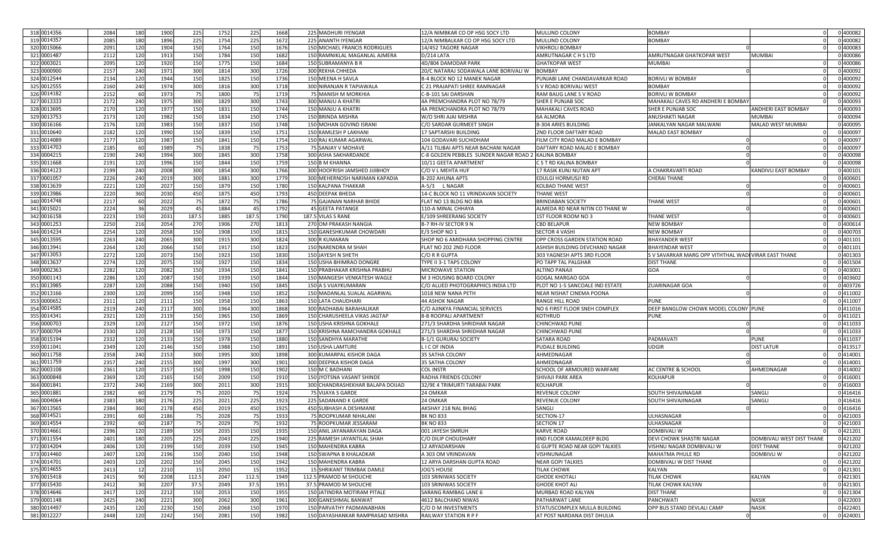| | | | | | | | | | | | | | | | | |
|---|---|---|---|---|---|---|---|---|---|---|---|---|---|---|---|---|
| 318 | 0014356 | 2084 | 180 | 1900 | 225 | 1752 | 225 | 1668 | 225 | MADHURI IYENGAR | 12/A NIMBKAR CO OP HSG SOCY LTD | MULUND COLONY | BOMBAY | 0 | 0 | 400082 |
| 319 | 0014357 | 2085 | 180 | 1896 | 225 | 1754 | 225 | 1672 | 225 | ANANTH IYENGAR | 12/A NIMBALKAR CO OP HSG SOCY LTD | MULUND COLONY | BOMBAY | 0 | 0 | 400082 |
| 320 | 0015066 | 2091 | 120 | 1904 | 150 | 1764 | 150 | 1676 | 150 | MICHAEL FRANCIS RODRIGUES | 14/452 TAGORE NAGAR | VIKHROLI BOMBAY | 0 | 0 | 0 | 400083 |
| 321 | 0001487 | 2112 | 120 | 1913 | 150 | 1784 | 150 | 1682 | 150 | RAMNIKLAL MAGANLAL AJMERA | D/214 LATA | AMRUTNAGAR C H S LTD | AMRUTNAGAR GHATKOPAR WEST | MUMBAI | 0 | 400086 |
| 322 | 0003021 | 2095 | 120 | 1920 | 150 | 1775 | 150 | 1684 | 150 | SUBRAMANYA B R | 4D/804 DAMODAR PARK | GHATKOPAR WEST | MUMBAI | 0 | 0 | 400086 |
| 323 | 0000900 | 2157 | 240 | 1971 | 300 | 1814 | 300 | 1726 | 300 | REKHA CHHEDA | 20/C NATARAJ SODAWALA LANE BORIVALI W | BOMBAY | 0 | 0 | 0 | 400092 |
| 324 | 0012544 | 2134 | 120 | 1944 | 150 | 1825 | 150 | 1736 | 150 | MEENA H SAVLA | B-4 BLOCK NO 12 MANEK NAGAR | PUNJABI LANE CHANDAVARKAR ROAD | BORIVLI W BOMBAY | 0 | 0 | 400092 |
| 325 | 0012555 | 2160 | 240 | 1974 | 300 | 1816 | 300 | 1718 | 300 | NIRANJAN R TAPIAWALA | C 21 PRAJAPATI SHREE RAMNAGAR | S V ROAD BORIVALI WEST | BOMBAY | 0 | 0 | 400092 |
| 326 | 0014182 | 2152 | 60 | 1973 | 75 | 1800 | 75 | 1719 | 75 | MANISH M MORKHIA | C-B-101 SAI DARSHAN | RAM BAUG LANE S V ROAD | BORIVLI W BOMBAY | 0 | 0 | 400092 |
| 327 | 0013333 | 2172 | 240 | 1975 | 300 | 1829 | 300 | 1743 | 300 | MANJU A KHATRI | 4A PREMCHANDRA PLOT NO 78/79 | SHER E PUNJAB SOC | MAHAKALI CAVES RD ANDHERI E BOMBAY | 0 | 0 | 400093 |
| 328 | 0013695 | 2170 | 120 | 1977 | 150 | 1831 | 150 | 1744 | 150 | MANJU A KHATRI | 4A PREMCHANDRA PLOT NO 78/79 | MAHAKALI CAVES ROAD | SHER E PUNJAB SOC | ANDHERI EAST BOMBAY | 0 | 400093 |
| 329 | 0013753 | 2173 | 120 | 1982 | 150 | 1834 | 150 | 1745 | 150 | BRINDA MISHRA | W/O SHRI AJAI MISHRA | 6A ALMORA | ANUSHAKTI NAGAR | MUMBAI | 0 | 400094 |
| 330 | 0016166 | 2176 | 120 | 1983 | 150 | 1837 | 150 | 1748 | 150 | MOHAN GOVIND ISRANI | C/O SARDAR GURMEET SINGH | B-304 ARIES BUILDING | JANKALYAN NAGAR MALWANI | MALAD WEST MUMBAI | 0 | 400095 |
| 331 | 0010640 | 2182 | 120 | 1990 | 150 | 1839 | 150 | 1751 | 150 | KAMLESH P LAKHANI | 17 SAPTARSHI BUILDING | 2ND FLOOR DAFTARY ROAD | MALAD EAST BOMBAY | 0 | 0 | 400097 |
| 332 | 0014089 | 2177 | 120 | 1987 | 150 | 1841 | 150 | 1754 | 150 | RAJ KUMAR AGARWAL | 104 GODAVARI SUCHIDHAM | FILM CITY ROAD MALAD E BOMBAY | | 0 | 0 | 400097 |
| 333 | 0014703 | 2185 | 60 | 1989 | 75 | 1838 | 75 | 1753 | 75 | SANJAY V MOHAVE | A/11 TILIBAI APTS NEAR BACHANI NAGAR | DAFTARY ROAD MALAD EAST BOMBAY | 0 | 0 | 0 | 400097 |
| 334 | 0004215 | 2190 | 240 | 1994 | 300 | 1845 | 300 | 1758 | 300 | ASHA SAKHARDANDE | C-8 GOLDEN PEBBLES SUNDER NAGAR ROAD 2 | KALINA BOMBAY | 0 | 0 | 0 | 400098 |
| 335 | 0011668 | 2191 | 120 | 1996 | 150 | 1844 | 150 | 1759 | 150 | B M KHANNA | 10/11 GEETA APARTMENT | C S T RD KALINA BOMBAY | 0 | 0 | 0 | 400098 |
| 336 | 0014123 | 2199 | 240 | 2008 | 300 | 1854 | 300 | 1766 | 300 | HOOFRISH JAMSHED JIJIBHOY | C/O V L MEHTA HUF | 17 RASIK KUNJ NUTAN APT | A CHAKRAVARTI ROAD | KANDIVLI EAST BOMBAY | 0 | 400101 |
| 337 | 0001057 | 2226 | 240 | 2019 | 300 | 1881 | 300 | 1779 | 300 | MEHERNOSH NARIMAN KAPADIA | B-202 AHUNA APTS | EDULGI HORMUSJI RD | CHERAI THANE | 0 | 0 | 400601 |
| 338 | 0013639 | 2221 | 120 | 2027 | 150 | 1879 | 150 | 1780 | 150 | KALPANA THAKKAR | A-5/3 L NAGAR | KOLBAD THANE WEST | 0 | 0 | 0 | 400601 |
| 339 | 0013986 | 2220 | 360 | 2030 | 450 | 1875 | 450 | 1793 | 450 | DEEPAK BHEDA | 14-C BLOCK NO 11 VRINDAVAN SOCIETY | THANE WEST | 0 | 0 | 0 | 400601 |
| 340 | 0014748 | 2217 | 60 | 2022 | 75 | 1872 | 75 | 1786 | 75 | GAJANAN NARHAR BHIDE | FLAT NO 13 BLDG NO 8BA | BRINDABAN SOCIETY | THANE WEST | 0 | 0 | 400601 |
| 341 | 0015021 | 2224 | 36 | 2029 | 45 | 1884 | 45 | 1792 | 45 | GEETA PATANGE | 110-A MINAL CHHAYA | ALMEDA RD NEAR NITIN CO THANE W | | 0 | 0 | 400601 |
| 342 | 0016158 | 2223 | 150 | 2031 | 187.5 | 1885 | 187.5 | 1790 | 187.5 | VILAS S RANE | E/109 SHREERANG SOCIETY | 1ST FLOOR ROOM NO 3 | THANE WEST | 0 | 0 | 400601 |
| 343 | 0001253 | 2250 | 216 | 2054 | 270 | 1906 | 270 | 1813 | 270 | OM PRAKASH NANGIA | B-7 RH-IV SECTOR 9 N | CBD BELAPUR | NEW BOMBAY | 0 | 0 | 400614 |
| 344 | 0014234 | 2254 | 120 | 2058 | 150 | 1908 | 150 | 1815 | 150 | GANESHKUMAR CHOWDARI | E/3 SHOP NO 1 | SECTOR 4 VASHI | NEW BOMBAY | 0 | 0 | 400703 |
| 345 | 0013595 | 2263 | 240 | 2065 | 300 | 1915 | 300 | 1824 | 300 | R KUMARAN | SHOP NO 6 AMIDHARA SHOPPING CENTRE | OPP CROSS GARDEN STATION ROAD | BHAYANDER WEST | 0 | 0 | 401101 |
| 346 | 0013941 | 2264 | 120 | 2066 | 150 | 1917 | 150 | 1823 | 150 | NARENDRA M SHAH | FLAT NO 202 2ND FLOOR | ASHISH BUILDING DEVCHAND NAGAR | BHAYENDAR WEST | 0 | 0 | 401101 |
| 347 | 0013053 | 2272 | 120 | 2073 | 150 | 1923 | 150 | 1830 | 150 | JAYESH N SHETH | C/O R R GUPTA | 303 YAGNESH APTS 3RD FLOOR | S V SAVARKAR MARG OPP VITHTHAL WADI VIRAR EAST THANE | | 0 | 401303 |
| 348 | 0013637 | 2274 | 120 | 2075 | 150 | 1927 | 150 | 1834 | 150 | USHA BHIMRAO DONGRE | TYPE II 3-1 TAPS COLONY | PO TAPP TAL PALGHAR | DIST THANE | 0 | 0 | 401504 |
| 349 | 0002363 | 2282 | 120 | 2082 | 150 | 1934 | 150 | 1841 | 150 | PRABHAKAR KRISHNA PRABHU | MICROWAVE STATION | ALTINO PANAJI | GOA | 0 | 0 | 403001 |
| 350 | 0001143 | 2286 | 120 | 2087 | 150 | 1939 | 150 | 1844 | 150 | MANGESH VENKATESH WAGLE | M 3 HOUSING BOARD COLONY | GOGAL MARGAO GOA | 0 | 0 | 0 | 403602 |
| 351 | 0013985 | 2287 | 120 | 2088 | 150 | 1940 | 150 | 1845 | 150 | A S VIJAYKUMARAN | C/O ALLIED PHOTOGRAPHICS INDIA LTD | PLOT NO 1-5 SANCOALE IND ESTATE | ZUARINAGAR GOA | 0 | 0 | 403726 |
| 352 | 0013166 | 2300 | 120 | 2099 | 150 | 1948 | 150 | 1852 | 150 | MADANLAL SUALAL AGARWAL | 1018 NEW NANA PETH | NEAR NISHAT CINEMA POONA | 0 | 0 | 0 | 411002 |
| 353 | 0000652 | 2311 | 120 | 2111 | 150 | 1958 | 150 | 1863 | 150 | LATA CHAUDHARI | 44 ASHOK NAGAR | RANGE HILL ROAD | PUNE | 0 | 0 | 411007 |
| 354 | 0014585 | 2319 | 240 | 2117 | 300 | 1964 | 300 | 1868 | 300 | RADHABAI BARAHALIKAR | C/O AJINKYA FINANCIAL SERVICES | NO 6 FIRST FLOOR SNEH COMPLEX | DEEP BANGLOW CHOWK MODEL COLONY | PUNE | 0 | 411016 |
| 355 | 0014341 | 2321 | 120 | 2119 | 150 | 1965 | 150 | 1869 | 150 | CHARUSHEELA VIKAS JAGTAP | 8-B ROOPALI APARTMENT | KOTHRUD | PUNE | 0 | 0 | 411021 |
| 356 | 0000703 | 2329 | 120 | 2127 | 150 | 1972 | 150 | 1876 | 150 | USHA KRISHNA GOKHALE | 271/3 SHARDHA SHRIDHAR NAGAR | CHINCHWAD PUNE | 0 | 0 | 0 | 411033 |
| 357 | 0000704 | 2330 | 120 | 2128 | 150 | 1973 | 150 | 1877 | 150 | KRISHNA RAMCHANDRA GOKHALE | 271/3 SHARDHA SHRIDHAR NAGAR | CHINCHWAD PUNE | 0 | 0 | 0 | 411033 |
| 358 | 0015194 | 2332 | 120 | 2133 | 150 | 1978 | 150 | 1880 | 150 | SANDHYA MARATHE | B-1/1 GURURAJ SOCIETY | SATARA ROAD | PADMAVATI | PUNE | 0 | 411037 |
| 359 | 0011041 | 2349 | 120 | 2146 | 150 | 1988 | 150 | 1891 | 150 | USHA LAMTURE | L I C OF INDIA | PUDALE BUILDING | UDGIR | DIST LATUR | 0 | 413517 |
| 360 | 0011758 | 2358 | 240 | 2153 | 300 | 1995 | 300 | 1898 | 300 | KUMARPAL KISHOR DAGA | 35 SATHA COLONY | AHMEDNAGAR | 0 | 0 | 0 | 414001 |
| 361 | 0011759 | 2357 | 240 | 2155 | 300 | 1997 | 300 | 1901 | 300 | DEEPIKA KISHOR DAGA | 35 SATHA COLONY | AHMEDNAGAR | 0 | 0 | 0 | 414001 |
| 362 | 0003108 | 2361 | 120 | 2157 | 150 | 1998 | 150 | 1902 | 150 | M C BADHANI | COL INSTR | SCHOOL OF ARMOURED WARFARE | AC CENTRE & SCHOOL | AHMEDNAGAR | 0 | 414002 |
| 363 | 0000848 | 2369 | 120 | 2165 | 150 | 2009 | 150 | 1910 | 150 | JYOTSNA VASANT SHINDE | RADHA FRIENDS COLONY | SHIVAJI PARK AREA | KOLHAPUR | 0 | 0 | 416001 |
| 364 | 0001841 | 2372 | 240 | 2169 | 300 | 2011 | 300 | 1915 | 300 | CHANDRASHEKHAR BALAPA DOIJAD | 32/9E 4 TRIMURTI TARABAI PARK | KOLHAPUR | 0 | 0 | 0 | 416003 |
| 365 | 0001881 | 2382 | 60 | 2179 | 75 | 2020 | 75 | 1924 | 75 | VIJAYA S GARDE | 24 OMKAR | REVENUE COLONY | SOUTH SHIVAJINAGAR | SANGLI | 0 | 416416 |
| 366 | 0004064 | 2383 | 180 | 2176 | 225 | 2021 | 225 | 1923 | 225 | SADANAND K GARDE | 24 OMKAR | REVENUE COLONY | SOUTH SHIVAJINAGAR | SANGLI | 0 | 416416 |
| 367 | 0013565 | 2384 | 360 | 2178 | 450 | 2019 | 450 | 1925 | 450 | SUBHASH A DESHMANE | AKSHAY 218 NAL BHAG | SANGLI | 0 | 0 | 0 | 416416 |
| 368 | 0014521 | 2391 | 60 | 2186 | 75 | 2028 | 75 | 1933 | 75 | ROOPKUMAR NIHALANI | BK NO 833 | SECTION-17 | ULHASNAGAR | 0 | 0 | 421003 |
| 369 | 0014554 | 2392 | 60 | 2187 | 75 | 2029 | 75 | 1932 | 75 | ROOPKUMAR JESSARAM | BK NO 833 | SECTION 17 | ULHASNAGAR | 0 | 0 | 421003 |
| 370 | 0014661 | 2396 | 120 | 2189 | 150 | 2035 | 150 | 1935 | 150 | ANIL JAYANARAYAN DAGA | 001 JAYESH SMRUH | KARVE ROAD | DOMBIVALI W | 0 | 0 | 421201 |
| 371 | 0011554 | 2401 | 180 | 2205 | 225 | 2043 | 225 | 1940 | 225 | RAMESH JAYANTILAL SHAH | C/O DILIP CHOUDHARY | IIND FLOOR KAMALDEEP BLDG | DEVI CHOWK SHASTRI NAGAR | DOMBIVALI WEST DIST THANE | 0 | 421202 |
| 372 | 0014204 | 2406 | 120 | 2199 | 150 | 2039 | 150 | 1945 | 150 | MAHENDRA KABRA | 12 ARYADARSHAN | G GUPTE ROAD NEAR GOPI TALKIES | VISHNU NAGAR DOMBIVALI W | DIST THANE | 0 | 421202 |
| 373 | 0014460 | 2407 | 120 | 2196 | 150 | 2040 | 150 | 1948 | 150 | SWAPNA B KHALADKAR | A 303 OM VRINDAVAN | VISHNUNAGAR | MAHATMA PHULE RD | DOMBIVLI W | 0 | 421202 |
| 374 | 0014701 | 2403 | 120 | 2202 | 150 | 2045 | 150 | 1942 | 150 | MAHENDRA KABRA | 12 ARYA DARSHAN GUPTA ROAD | NEAR GOPI TALKIES | DOMBIVALI W DIST THANE | 0 | 0 | 421202 |
| 375 | 0014655 | 2413 | 12 | 2210 | 15 | 2050 | 15 | 1952 | 15 | SHRIKANT TRIMBAK DAMLE | JOG'S HOUSE | TILAK CHOWK | KALYAN | 0 | 0 | 421301 |
| 376 | 0015418 | 2415 | 90 | 2208 | 112.5 | 2047 | 112.5 | 1949 | 112.5 | PRAMOD M SHOUCHE | 103 SRINIWAS SOCIETY | GHODE KHOTALI | TILAK CHOWK | KALYAN | 0 | 421301 |
| 377 | 0015430 | 2412 | 30 | 2207 | 37.5 | 2049 | 37.5 | 1951 | 37.5 | PRAMOD M SHOUCHE | 103 SRINIWAS SOCIETY | GHODE KHOT ALI | TILAK CHOWK KALYAN | 0 | 0 | 421301 |
| 378 | 0014646 | 2417 | 120 | 2212 | 150 | 2053 | 150 | 1955 | 150 | JATINDRA MOTIRAM PITALE | SARANG RAMBAG LANE 6 | MURBAD ROAD KALYAN | DIST THANE | 0 | 0 | 421304 |
| 379 | 0001148 | 2425 | 240 | 2221 | 300 | 2062 | 300 | 1961 | 300 | GANESHMAL BANWAT | 4612 BALCHAND NIWAS | PATHARWAT LANE | PANCHWATI | NASIK | 0 | 422003 |
| 380 | 0014497 | 2435 | 120 | 2230 | 150 | 2068 | 150 | 1970 | 150 | PARVATHY PADMANABHAN | C/O D M INVESTMENTS | STATUSCOMPLEX MULLA BUILDING | OPP BUS STAND DEVLALI CAMP | NASIK | 0 | 422401 |
| 381 | 0012227 | 2448 | 120 | 2242 | 150 | 2081 | 150 | 1982 | 150 | DAYASHANKAR RAMPRASAD MISHRA | RAILWAY STATION R P F | AT POST NARDANA DIST DHULIA | 0 | 0 | 0 | 424001 |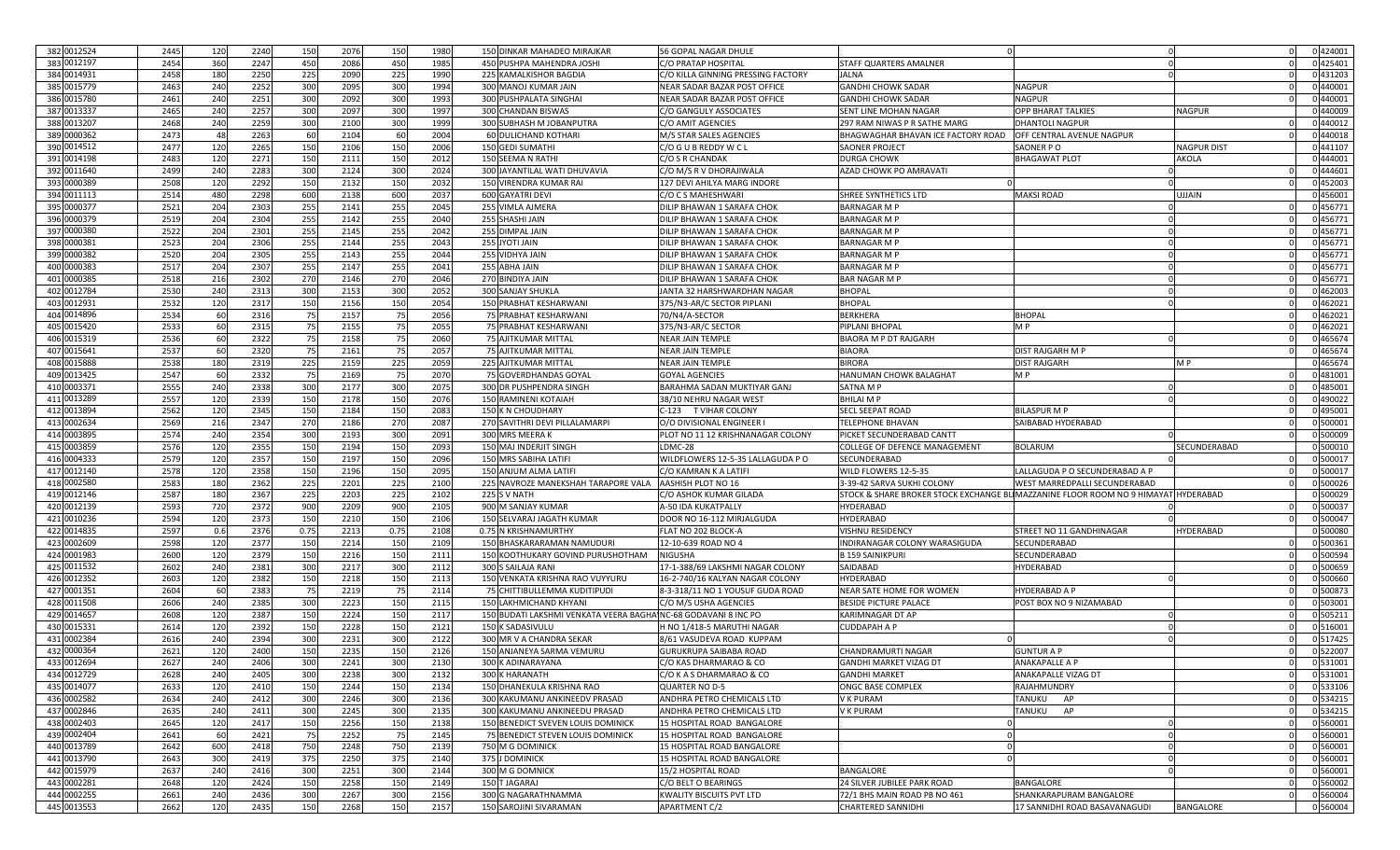| | | | | | | | | | | | | | | | | |
|---|---|---|---|---|---|---|---|---|---|---|---|---|---|---|---|---|
| 382 | 0012524 | 2445 | 120 | 2240 | 150 | 2076 | 150 | 1980 | 150 | DINKAR MAHADEO MIRAJKAR | 56 GOPAL NAGAR DHULE | 0 | 0 | 0 | 0 | 424001 |
| 383 | 0012197 | 2454 | 360 | 2247 | 450 | 2086 | 450 | 1985 | 450 | PUSHPA MAHENDRA JOSHI | C/O PRATAP HOSPITAL | STAFF QUARTERS AMALNER | 0 | 0 | 0 | 425401 |
| 384 | 0014931 | 2458 | 180 | 2250 | 225 | 2090 | 225 | 1990 | 225 | KAMALKISHOR BAGDIA | C/O KILLA GINNING PRESSING FACTORY | JALNA | 0 | 0 | 0 | 431203 |
| 385 | 0015779 | 2463 | 240 | 2252 | 300 | 2095 | 300 | 1994 | 300 | MANOJ KUMAR JAIN | NEAR SADAR BAZAR POST OFFICE | GANDHI CHOWK SADAR | NAGPUR | 0 | 0 | 440001 |
| 386 | 0015780 | 2461 | 240 | 2251 | 300 | 2092 | 300 | 1993 | 300 | PUSHPALATA SINGHAI | NEAR SADAR BAZAR POST OFFICE | GANDHI CHOWK SADAR | NAGPUR | 0 | 0 | 440001 |
| 387 | 0013337 | 2465 | 240 | 2257 | 300 | 2097 | 300 | 1997 | 300 | CHANDAN BISWAS | C/O GANGULY ASSOCIATES | SENT LINE MOHAN NAGAR | OPP BHARAT TALKIES | NAGPUR | 0 | 440009 |
| 388 | 0013207 | 2468 | 240 | 2259 | 300 | 2100 | 300 | 1999 | 300 | SUBHASH M JOBANPUTRA | C/O AMIT AGENCIES | 297 RAM NIWAS P R SATHE MARG | DHANTOLI NAGPUR | 0 | 0 | 440012 |
| 389 | 0000362 | 2473 | 48 | 2263 | 60 | 2104 | 60 | 2004 | 60 | DULICHAND KOTHARI | M/S STAR SALES AGENCIES | BHAGWAGHAR BHAVAN ICE FACTORY ROAD | OFF CENTRAL AVENUE NAGPUR | 0 | 0 | 440018 |
| 390 | 0014512 | 2477 | 120 | 2265 | 150 | 2106 | 150 | 2006 | 150 | GEDI SUMATHI | C/O G U B REDDY W C L | SAONER PROJECT | SAONER P O | NAGPUR DIST | 0 | 441107 |
| 391 | 0014198 | 2483 | 120 | 2271 | 150 | 2111 | 150 | 2012 | 150 | SEEMA N RATHI | C/O S R CHANDAK | DURGA CHOWK | BHAGAWAT PLOT | AKOLA | 0 | 444001 |
| 392 | 0011640 | 2499 | 240 | 2283 | 300 | 2124 | 300 | 2024 | 300 | JAYANTILAL WATI DHUVAVIA | C/O M/S R V DHORAJIWALA | AZAD CHOWK PO AMRAVATI | 0 | 0 | 0 | 444601 |
| 393 | 0000389 | 2508 | 120 | 2292 | 150 | 2132 | 150 | 2032 | 150 | VIRENDRA KUMAR RAI | 127 DEVI AHILYA MARG INDORE | 0 | 0 | 0 | 0 | 452003 |
| 394 | 0011113 | 2514 | 480 | 2298 | 600 | 2138 | 600 | 2037 | 600 | GAYATRI DEVI | C/O C S MAHESHWARI | SHREE SYNTHETICS LTD | MAKSI ROAD | UJJAIN | 0 | 456001 |
| 395 | 0000377 | 2521 | 204 | 2303 | 255 | 2141 | 255 | 2045 | 255 | VIMLA AJMERA | DILIP BHAWAN 1 SARAFA CHOK | BARNAGAR M P | 0 | 0 | 0 | 456771 |
| 396 | 0000379 | 2519 | 204 | 2304 | 255 | 2142 | 255 | 2040 | 255 | SHASHI JAIN | DILIP BHAWAN 1 SARAFA CHOK | BARNAGAR M P | 0 | 0 | 0 | 456771 |
| 397 | 0000380 | 2522 | 204 | 2301 | 255 | 2145 | 255 | 2042 | 255 | DIMPAL JAIN | DILIP BHAWAN 1 SARAFA CHOK | BARNAGAR M P | 0 | 0 | 0 | 456771 |
| 398 | 0000381 | 2523 | 204 | 2306 | 255 | 2144 | 255 | 2043 | 255 | JYOTI JAIN | DILIP BHAWAN 1 SARAFA CHOK | BARNAGAR M P | 0 | 0 | 0 | 456771 |
| 399 | 0000382 | 2520 | 204 | 2305 | 255 | 2143 | 255 | 2044 | 255 | VIDHYA JAIN | DILIP BHAWAN 1 SARAFA CHOK | BARNAGAR M P | 0 | 0 | 0 | 456771 |
| 400 | 0000383 | 2517 | 204 | 2307 | 255 | 2147 | 255 | 2041 | 255 | ABHA JAIN | DILIP BHAWAN 1 SARAFA CHOK | BARNAGAR M P | 0 | 0 | 0 | 456771 |
| 401 | 0000385 | 2518 | 216 | 2302 | 270 | 2146 | 270 | 2046 | 270 | BINDIYA JAIN | DILIP BHAWAN 1 SARAFA CHOK | BAR NAGAR M P | 0 | 0 | 0 | 456771 |
| 402 | 0012784 | 2530 | 240 | 2313 | 300 | 2153 | 300 | 2052 | 300 | SANJAY SHUKLA | JANTA 32 HARSHWARDHAN NAGAR | BHOPAL | 0 | 0 | 0 | 462003 |
| 403 | 0012931 | 2532 | 120 | 2317 | 150 | 2156 | 150 | 2054 | 150 | PRABHAT KESHARWANI | 375/N3-AR/C SECTOR PIPLANI | BHOPAL | 0 | 0 | 0 | 462021 |
| 404 | 0014896 | 2534 | 60 | 2316 | 75 | 2157 | 75 | 2056 | 75 | PRABHAT KESHARWANI | 70/N4/A-SECTOR | BERKHERA | BHOPAL | 0 | 0 | 462021 |
| 405 | 0015420 | 2533 | 60 | 2315 | 75 | 2155 | 75 | 2055 | 75 | PRABHAT KESHARWANI | 375/N3-AR/C SECTOR | PIPLANI BHOPAL | M P | 0 | 0 | 462021 |
| 406 | 0015319 | 2536 | 60 | 2322 | 75 | 2158 | 75 | 2060 | 75 | AJITKUMAR MITTAL | NEAR JAIN TEMPLE | BIAORA M P DT RAJGARH | 0 | 0 | 0 | 465674 |
| 407 | 0015641 | 2537 | 60 | 2320 | 75 | 2161 | 75 | 2057 | 75 | AJITKUMAR MITTAL | NEAR JAIN TEMPLE | BIAORA | DIST RAJGARH M P | 0 | 0 | 465674 |
| 408 | 0015888 | 2538 | 180 | 2319 | 225 | 2159 | 225 | 2059 | 225 | AJITKUMAR MITTAL | NEAR JAIN TEMPLE | BIRORA | DIST RAJGARH | M P | 0 | 465674 |
| 409 | 0013425 | 2547 | 60 | 2332 | 75 | 2169 | 75 | 2070 | 75 | GOVERDHANDAS GOYAL | GOYAL AGENCIES | HANUMAN CHOWK BALAGHAT | M P | 0 | 0 | 481001 |
| 410 | 0003371 | 2555 | 240 | 2338 | 300 | 2177 | 300 | 2075 | 300 | DR PUSHPENDRA SINGH | BARAHMA SADAN MUKTIYAR GANJ | SATNA M P | 0 | 0 | 0 | 485001 |
| 411 | 0013289 | 2557 | 120 | 2339 | 150 | 2178 | 150 | 2076 | 150 | RAMINENI KOTAIAH | 38/10 NEHRU NAGAR WEST | BHILAI M P | 0 | 0 | 0 | 490022 |
| 412 | 0013894 | 2562 | 120 | 2345 | 150 | 2184 | 150 | 2083 | 150 | K N CHOUDHARY | C-123 T VIHAR COLONY | SECL SEEPAT ROAD | BILASPUR M P | 0 | 0 | 495001 |
| 413 | 0002634 | 2569 | 216 | 2347 | 270 | 2186 | 270 | 2087 | 270 | SAVITHRI DEVI PILLALAMARPI | O/O DIVISIONAL ENGINEER I | TELEPHONE BHAVAN | SAIBABAD HYDERABAD | 0 | 0 | 500001 |
| 414 | 0003895 | 2574 | 240 | 2354 | 300 | 2193 | 300 | 2091 | 300 | MRS MEERA K | PLOT NO 11 12 KRISHNANAGAR COLONY | PICKET SECUNDERABAD CANTT | 0 | 0 | 0 | 500009 |
| 415 | 0003859 | 2576 | 120 | 2355 | 150 | 2194 | 150 | 2093 | 150 | MAJ INDERJIT SINGH | LDMC-28 | COLLEGE OF DEFENCE MANAGEMENT | BOLARUM | SECUNDERABAD | 0 | 500010 |
| 416 | 0004333 | 2579 | 120 | 2357 | 150 | 2197 | 150 | 2096 | 150 | MRS SABIHA LATIFI | WILDFLOWERS 12-5-35 LALLAGUDA P O | SECUNDERABAD | | 0 | 0 | 500017 |
| 417 | 0012140 | 2578 | 120 | 2358 | 150 | 2196 | 150 | 2095 | 150 | ANJUM ALMA LATIFI | C/O KAMRAN K A LATIFI | WILD FLOWERS 12-5-35 | LALLAGUDA P O SECUNDERABAD A P | 0 | 0 | 500017 |
| 418 | 0002580 | 2583 | 180 | 2362 | 225 | 2201 | 225 | 2100 | 225 | NAVROZE MANEKSHAH TARAPORE VALA | AASHISH PLOT NO 16 | 3-39-42 SARVA SUKHI COLONY | WEST MARREDPALLI SECUNDERABAD | 0 | 0 | 500026 |
| 419 | 0012146 | 2587 | 180 | 2367 | 225 | 2203 | 225 | 2102 | 225 | S V NATH | C/O ASHOK KUMAR GILADA | STOCK & SHARE BROKER STOCK EXCHANGE BL | MAZZANINE FLOOR ROOM NO 9 HIMAYAT | HYDERABAD | 0 | 500029 |
| 420 | 0012139 | 2592 | 720 | 2372 | 900 | 2209 | 900 | 2105 | 900 | N SANJAY KUMAR | A-50 IDA KUKATPALLY | HYDERABAD | | 0 | 0 | 500037 |
| 421 | 0010236 | 2594 | 120 | 2373 | 150 | 2210 | 150 | 2106 | 150 | SELVARAJ JAGATH KUMAR | DOOR NO 16-112 MIRJALGUDA | HYDERABAD | 0 | 0 | 0 | 500047 |
| 422 | 0014835 | 2597 | 0.6 | 2376 | 0.75 | 2213 | 0.75 | 2108 | 0.75 | N KRISHNAMURTHY | FLAT NO 202 BLOCK-A | VISHNU RESIDENCY | STREET NO 11 GANDHINAGAR | HYDERABAD | 0 | 500080 |
| 423 | 0002609 | 2598 | 120 | 2377 | 150 | 2214 | 150 | 2109 | 150 | BHASKARARAMAN NAMUDURI | 12-10-639 ROAD NO 4 | INDIRANAGAR COLONY WARASIGUDA | SECUNDERABAD | 0 | 0 | 500361 |
| 424 | 0001983 | 2600 | 120 | 2379 | 150 | 2216 | 150 | 2111 | 150 | KOOTHUKARY GOVIND PURUSHOTHAM | NIGUSHA | B 159 SAINIKPURI | SECUNDERABAD | 0 | 0 | 500594 |
| 425 | 0011532 | 2602 | 240 | 2381 | 300 | 2217 | 300 | 2112 | 300 | S SAILAJA RANI | 17-1-388/69 LAKSHMI NAGAR COLONY | SAIDABAD | HYDERABAD | 0 | 0 | 500659 |
| 426 | 0012352 | 2603 | 120 | 2382 | 150 | 2218 | 150 | 2113 | 150 | VENKATA KRISHNA RAO VUYYURU | 16-2-740/16 KALYAN NAGAR COLONY | HYDERABAD | 0 | 0 | 0 | 500660 |
| 427 | 0001351 | 2604 | 60 | 2383 | 75 | 2219 | 75 | 2114 | 75 | CHITTIBULLEMMA KUDITIPUDI | 8-3-318/11 NO 1 YOUSUF GUDA ROAD | NEAR SATE HOME FOR WOMEN | HYDERABAD A P | 0 | 0 | 500873 |
| 428 | 0011508 | 2606 | 240 | 2385 | 300 | 2223 | 300 | 2115 | 300 | LAKHMICHAND KHYANI | C/O M/S USHA AGENCIES | BESIDE PICTURE PALACE | POST BOX NO 9 NIZAMABAD | 0 | 0 | 503001 |
| 429 | 0014657 | 2608 | 120 | 2387 | 150 | 2224 | 150 | 2117 | 150 | BUDATI LAKSHMI VENKATA VEERA BAGHA | NC-68 GODAVANI 8 INC PO | KARIMNAGAR DT AP | 0 | 0 | 0 | 505211 |
| 430 | 0015331 | 2614 | 120 | 2392 | 150 | 2228 | 150 | 2121 | 150 | K SADASIVULU | H NO 1/418-5 MARUTHI NAGAR | CUDDAPAH A P | 0 | 0 | 0 | 516001 |
| 431 | 0002384 | 2616 | 240 | 2394 | 300 | 2231 | 300 | 2122 | 300 | MR V A CHANDRA SEKAR | 8/61 VASUDEVA ROAD KUPPAM | 0 | | 0 | 0 | 517425 |
| 432 | 0000364 | 2621 | 120 | 2400 | 150 | 2235 | 150 | 2126 | 150 | ANJANEYA SARMA VEMURU | GURUKRUPA SAIBABA ROAD | CHANDRAMURTI NAGAR | GUNTUR A P | 0 | 0 | 522007 |
| 433 | 0012694 | 2627 | 240 | 2406 | 300 | 2241 | 300 | 2130 | 300 | K ADINARAYANA | C/O KAS DHARMARAO & CO | GANDHI MARKET VIZAG DT | ANAKAPALLE A P | 0 | 0 | 531001 |
| 434 | 0012729 | 2628 | 240 | 2405 | 300 | 2238 | 300 | 2132 | 300 | K HARANATH | C/O K A S DHARMARAO & CO | GANDHI MARKET | ANAKAPALLE VIZAG DT | 0 | 0 | 531001 |
| 435 | 0014077 | 2633 | 120 | 2410 | 150 | 2244 | 150 | 2134 | 150 | DHANEKULA KRISHNA RAO | QUARTER NO D-5 | ONGC BASE COMPLEX | RAJAHMUNDRY | 0 | 0 | 533106 |
| 436 | 0002582 | 2634 | 240 | 2412 | 300 | 2246 | 300 | 2136 | 300 | KAKUMANU ANKINEEDV PRASAD | ANDHRA PETRO CHEMICALS LTD | V K PURAM | TANUKU AP | 0 | 0 | 534215 |
| 437 | 0002846 | 2635 | 240 | 2411 | 300 | 2245 | 300 | 2135 | 300 | KAKUMANU ANKINEEDU PRASAD | ANDHRA PETRO CHEMICALS LTD | V K PURAM | TANUKU AP | 0 | 0 | 534215 |
| 438 | 0002403 | 2645 | 120 | 2417 | 150 | 2256 | 150 | 2138 | 150 | BENEDICT SVEVEN LOUIS DOMINICK | 15 HOSPITAL ROAD BANGALORE | 0 | 0 | 0 | 0 | 560001 |
| 439 | 0002404 | 2641 | 60 | 2421 | 75 | 2252 | 75 | 2145 | 75 | BENEDICT STEVEN LOUIS DOMINICK | 15 HOSPITAL ROAD BANGALORE | 0 | 0 | 0 | 0 | 560001 |
| 440 | 0013789 | 2642 | 600 | 2418 | 750 | 2248 | 750 | 2139 | 750 | M G DOMINICK | 15 HOSPITAL ROAD BANGALORE | 0 | 0 | 0 | 0 | 560001 |
| 441 | 0013790 | 2643 | 300 | 2419 | 375 | 2250 | 375 | 2140 | 375 | J DOMINICK | 15 HOSPITAL ROAD BANGALORE | 0 | 0 | 0 | 0 | 560001 |
| 442 | 0015979 | 2637 | 240 | 2416 | 300 | 2251 | 300 | 2144 | 300 | M G DOMNICK | 15/2 HOSPITAL ROAD | BANGALORE | | 0 | 0 | 560001 |
| 443 | 0002281 | 2648 | 120 | 2424 | 150 | 2258 | 150 | 2149 | 150 | T JAGARAJ | C/O BELT O BEARINGS | 24 SILVER JUBILEE PARK ROAD | BANGALORE | 0 | 0 | 560002 |
| 444 | 0002255 | 2661 | 240 | 2436 | 300 | 2267 | 300 | 2156 | 300 | G NAGARATHNAMMA | KWALITY BISCUITS PVT LTD | 72/1 BHS MAIN ROAD PB NO 461 | SHANKARAPURAM BANGALORE | 0 | 0 | 560004 |
| 445 | 0013553 | 2662 | 120 | 2435 | 150 | 2268 | 150 | 2157 | 150 | SAROJINI SIVARAMAN | APARTMENT C/2 | CHARTERED SANNIDHI | 17 SANNIDHI ROAD BASAVANAGUDI | BANGALORE | 0 | 560004 |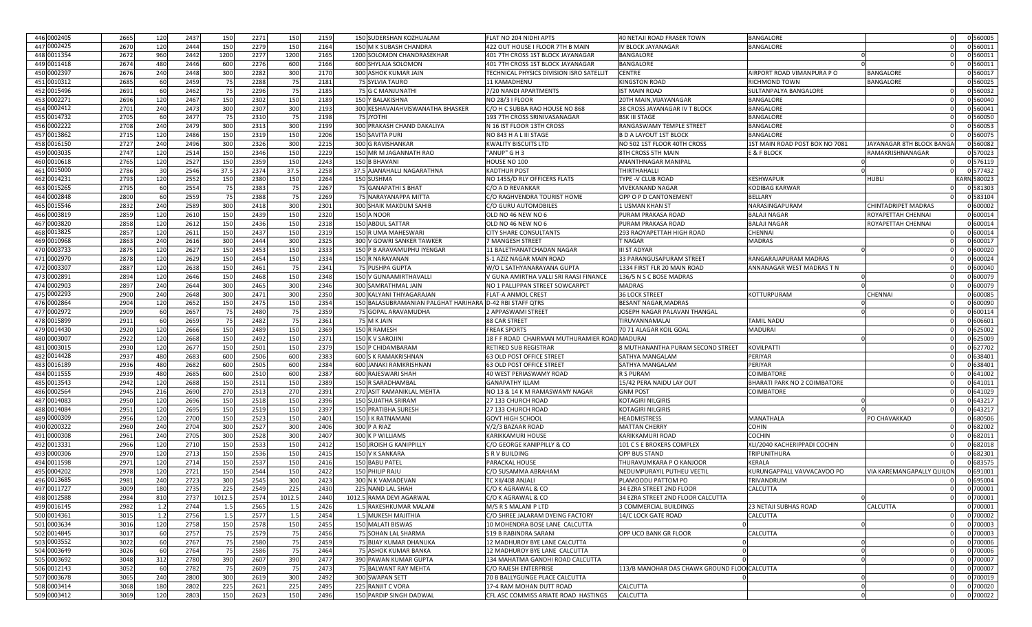| | | | | | | | | | | | | | | | | |
|---|---|---|---|---|---|---|---|---|---|---|---|---|---|---|---|---|
| 446 | 0002405 | 2665 | 120 | 2437 | 150 | 2271 | 150 | 2159 | 150 | SUDERSHAN KOZHUALAM | FLAT NO 204 NIDHI APTS | 40 NETAJI ROAD FRASER TOWN | BANGALORE | 0 | 0 | 560005 |
| 447 | 0002425 | 2670 | 120 | 2444 | 150 | 2279 | 150 | 2164 | 150 | M K SUBASH CHANDRA | 422 OUT HOUSE I FLOOR 7TH B MAIN | IV BLOCK JAYANAGAR | BANGALORE | 0 | 0 | 560011 |
| 448 | 0011354 | 2672 | 960 | 2442 | 1200 | 2277 | 1200 | 2165 | 1200 | SOLOMON CHANDRASEKHAR | 401 7TH CROSS 1ST BLOCK JAYANAGAR | BANGALORE | 0 | 0 | 0 | 560011 |
| 449 | 0011418 | 2674 | 480 | 2446 | 600 | 2276 | 600 | 2166 | 600 | SHYLAJA SOLOMON | 401 7TH CROSS 1ST BLOCK JAYANAGAR | BANGALORE | 0 | 0 | 0 | 560011 |
| 450 | 0002397 | 2676 | 240 | 2448 | 300 | 2282 | 300 | 2170 | 300 | ASHOK KUMAR JAIN | TECHNICAL PHYSICS DIVISION ISRO SATELLIT | CENTRE | AIRPORT ROAD VIMANPURA P O | BANGALORE | 0 | 560017 |
| 451 | 0010312 | 2685 | 60 | 2459 | 75 | 2288 | 75 | 2181 | 75 | SYLVIA TAURO | 11 KAMADHENU | KINGSTON ROAD | RICHMOND TOWN | BANGALORE | 0 | 560025 |
| 452 | 0015496 | 2691 | 60 | 2462 | 75 | 2296 | 75 | 2185 | 75 | G C MANJUNATHI | 7/20 NANDI APARTMENTS | IST MAIN ROAD | SULTANPALYA BANGALORE | 0 | 0 | 560032 |
| 453 | 0002271 | 2696 | 120 | 2467 | 150 | 2302 | 150 | 2189 | 150 | Y BALAKISHNA | NO 28/3 I FLOOR | 20TH MAIN,VIJAYANAGAR | BANGALORE | 0 | 0 | 560040 |
| 454 | 0002412 | 2701 | 240 | 2473 | 300 | 2307 | 300 | 2193 | 300 | KESHAVAIAHVISWANATHA BHASKER | C/O H C SUBBA RAO HOUSE NO 868 | 38 CROSS JAYANAGAR IV T BLOCK | BANGALORE | 0 | 0 | 560041 |
| 455 | 0014732 | 2705 | 60 | 2477 | 75 | 2310 | 75 | 2198 | 75 | JYOTHI | 193 7TH CROSS SRINIVASANAGAR | BSK III STAGE | BANGALORE | 0 | 0 | 560050 |
| 456 | 0002222 | 2708 | 240 | 2479 | 300 | 2313 | 300 | 2199 | 300 | PRAKASH CHAND DAKALIYA | N 16 IST FLOOR 13TH CROSS | RANGASWAMY TEMPLE STREET | BANGALORE | 0 | 0 | 560053 |
| 457 | 0013862 | 2715 | 120 | 2486 | 150 | 2319 | 150 | 2206 | 150 | SAVITA PURI | NO 843 H A L III STAGE | B D A LAYOUT 1ST BLOCK | BANGALORE | 0 | 0 | 560075 |
| 458 | 0016150 | 2727 | 240 | 2496 | 300 | 2326 | 300 | 2215 | 300 | G RAVISHANKAR | KWALITY BISCUITS LTD | NO 502 1ST FLOOR 40TH CROSS | 1ST MAIN ROAD POST BOX NO 7081 | JAYANAGAR 8TH BLOCK BANGA | 0 | 560082 |
| 459 | 0003035 | 2747 | 120 | 2514 | 150 | 2346 | 150 | 2229 | 150 | MR M JAGANNATH RAO | "ANUP" G H 3 | 8TH CROSS 5TH MAIN | E & F BLOCK | RAMAKRISHNANAGAR | 0 | 570023 |
| 460 | 0010618 | 2765 | 120 | 2527 | 150 | 2359 | 150 | 2243 | 150 | B BHAVANI | HOUSE NO 100 | ANANTHNAGAR MANIPAL | | 0 | 0 | 576119 |
| 461 | 0015000 | 2786 | 30 | 2546 | 37.5 | 2374 | 37.5 | 2258 | 37.5 | AJANAHALLI NAGARATHNA | KADTHUR POST | THIRTHAHALLI | 0 | 0 | 0 | 577432 |
| 462 | 0014231 | 2793 | 120 | 2552 | 150 | 2380 | 150 | 2264 | 150 | SUSHMA | NO 1455/D RLY OFFICERS FLATS | TYPE -V CLUB ROAD | KESHWAPUR | HUBLI | KARN | 580023 |
| 463 | 0015265 | 2795 | 60 | 2554 | 75 | 2383 | 75 | 2267 | 75 | GANAPATHI S BHAT | C/O A D REVANKAR | VIVEKANAND NAGAR | KODIBAG KARWAR | | 0 | 581303 |
| 464 | 0002848 | 2800 | 60 | 2559 | 75 | 2388 | 75 | 2269 | 75 | NARAYANAPPA MITTA | C/O RAGHVENDRA TOURIST HOME | OPP O P D CANTONEMENT | BELLARY | 0 | 0 | 583104 |
| 465 | 0015546 | 2832 | 240 | 2589 | 300 | 2418 | 300 | 2301 | 300 | SHAIK MAKDUM SAHIB | C/O GURU AUTOMOBILES | 1 USMAN KHAN ST | NARASINGAPURAM | CHINTADRIPET MADRAS | 0 | 600002 |
| 466 | 0003819 | 2859 | 120 | 2610 | 150 | 2439 | 150 | 2320 | 150 | A NOOR | OLD NO 46 NEW NO 6 | PURAM PRAKASA ROAD | BALAJI NAGAR | ROYAPETTAH CHENNAI | 0 | 600014 |
| 467 | 0003820 | 2858 | 120 | 2612 | 150 | 2436 | 150 | 2318 | 150 | ABDUL SATTAR | OLD NO 46 NEW NO 6 | PURAM PRAKASA ROAD | BALAJI NAGAR | ROYAPETTAH CHENNAI | 0 | 600014 |
| 468 | 0013825 | 2857 | 120 | 2611 | 150 | 2437 | 150 | 2319 | 150 | R UMA MAHESWARI | CITY SHARE CONSULTANTS | 293 RAOYAPETTAH HIGH ROAD | CHENNAI | 0 | 0 | 600014 |
| 469 | 0010968 | 2863 | 240 | 2616 | 300 | 2444 | 300 | 2325 | 300 | V GOWRI SANKER TAWKER | 7 MANGESH STREET | T NAGAR | MADRAS | 0 | 0 | 600017 |
| 470 | 0003733 | 2875 | 120 | 2627 | 150 | 2453 | 150 | 2333 | 150 | P B ARAVAMUPHU IYENGAR | 11 BALETHANATCHADAN NAGAR | III ST ADYAR | 0 | 0 | 0 | 600020 |
| 471 | 0002970 | 2878 | 120 | 2629 | 150 | 2454 | 150 | 2334 | 150 | R NARAYANAN | 5-1 AZIZ NAGAR MAIN ROAD | 33 PARANGUSAPURAM STREET | RANGARAJAPURAM MADRAS | 0 | 0 | 600024 |
| 472 | 0003307 | 2887 | 120 | 2638 | 150 | 2461 | 75 | 2341 | 75 | PUSHPA GUPTA | W/O L SATHYANARAYANA GUPTA | 1334 FIRST FLR 20 MAIN ROAD | ANNANAGAR WEST MADRAS T N | 0 | 0 | 600040 |
| 473 | 0002891 | 2894 | 120 | 2646 | 150 | 2468 | 150 | 2348 | 150 | V GUNAAMIRTHAVALLI | V GUNA AMIRTHA VALLI SRI RAASI FINANCE | 136/5 N S C BOSE MADRAS | 0 | 0 | 0 | 600079 |
| 474 | 0002903 | 2897 | 240 | 2644 | 300 | 2465 | 300 | 2346 | 300 | SAMRATHMAL JAIN | NO 1 PALLIPPAN STREET SOWCARPET | MADRAS | 0 | 0 | 0 | 600079 |
| 475 | 0002293 | 2900 | 240 | 2648 | 300 | 2471 | 300 | 2350 | 300 | KALYANI THIYAGARAJAN | FLAT-A ANMOL CREST | 36 LOCK STREET | KOTTURPURAM | CHENNAI | 0 | 600085 |
| 476 | 0002864 | 2904 | 120 | 2652 | 150 | 2475 | 150 | 2354 | 150 | BALASUBRAMANIAN PALGHAT HARIHARA | D-42 RBI STAFF QTRS | BESANT NAGAR,MADRAS | 0 | 0 | 0 | 600090 |
| 477 | 0002972 | 2909 | 60 | 2657 | 75 | 2480 | 75 | 2359 | 75 | GOPAL ARAVAMUDHA | 2 APPASWAMI STREET | JOSEPH NAGAR PALAVAN THANGAL | | 0 | 0 | 600114 |
| 478 | 0015899 | 2911 | 60 | 2659 | 75 | 2482 | 75 | 2361 | 75 | M K JAIN | 88 CAR STREET | TIRUVANNAMALAI | TAMIL NADU | 0 | 0 | 606601 |
| 479 | 0014430 | 2920 | 120 | 2666 | 150 | 2489 | 150 | 2369 | 150 | R RAMESH | FREAK SPORTS | 70 71 ALAGAR KOIL GOAL | MADURAI | 0 | 0 | 625002 |
| 480 | 0003007 | 2922 | 120 | 2668 | 150 | 2492 | 150 | 2371 | 150 | K V SAROJINI | 18 F F ROAD CHAIRMAN MUTHURAMIER ROAD | MADURAI | 0 | 0 | 0 | 625009 |
| 481 | 0003015 | 2930 | 120 | 2677 | 150 | 2501 | 150 | 2379 | 150 | P CHIDAMBARAM | RETIRED SUB REGISTRAR | 8 MUTHANANTHA PURAM SECOND STREET | KOVILPATTI | 0 | 0 | 627702 |
| 482 | 0014428 | 2937 | 480 | 2683 | 600 | 2506 | 600 | 2383 | 600 | S K RAMAKRISHNAN | 63 OLD POST OFFICE STREET | SATHYA MANGALAM | PERIYAR | 0 | 0 | 638401 |
| 483 | 0016189 | 2936 | 480 | 2682 | 600 | 2505 | 600 | 2384 | 600 | JANAKI RAMKRISHNAN | 63 OLD POST OFFICE STREET | SATHYA MANGALAM | PERIYAR | 0 | 0 | 638401 |
| 484 | 0011555 | 2939 | 480 | 2685 | 600 | 2510 | 600 | 2387 | 600 | RAJESWARI SHAH | 40 WEST PERIASWAMY ROAD | R S PURAM | COIMBATORE | 0 | 0 | 641002 |
| 485 | 0013543 | 2942 | 120 | 2688 | 150 | 2511 | 150 | 2389 | 150 | R SARADHAMBAL | GANAPATHY ILLAM | 15/42 PERA NAIDU LAY OUT | BHARATI PARK NO 2 COIMBATORE | 0 | 0 | 641011 |
| 486 | 0002564 | 2945 | 216 | 2690 | 270 | 2513 | 270 | 2391 | 270 | ASIT RAMANIKLAL MEHTA | NO 13 & 14 K M RAMASWAMY NAGAR | GNM POST | COIMBATORE | 0 | 0 | 641029 |
| 487 | 0014083 | 2950 | 120 | 2696 | 150 | 2518 | 150 | 2396 | 150 | SUJATHA SRIRAM | 27 133 CHURCH ROAD | KOTAGIRI NILGIRIS | 0 | 0 | 0 | 643217 |
| 488 | 0014084 | 2951 | 120 | 2695 | 150 | 2519 | 150 | 2397 | 150 | PRATIBHA SURESH | 27 133 CHURCH ROAD | KOTAGIRI NILGIRIS | 0 | 0 | 0 | 643217 |
| 489 | 0000309 | 2956 | 120 | 2700 | 150 | 2523 | 150 | 2401 | 150 | I K RATNAMANI | GOVT HIGH SCHOOL | HEADMISTRESS | MANATHALA | PO CHAVAKKAD | 0 | 680506 |
| 490 | 0200322 | 2960 | 240 | 2704 | 300 | 2527 | 300 | 2406 | 300 | P A RIAZ | V/2/3 BAZAAR ROAD | MATTAN CHERRY | COHIN | 0 | 0 | 682002 |
| 491 | 0000308 | 2961 | 240 | 2705 | 300 | 2528 | 300 | 2407 | 300 | K P WILLIAMS | KARIKKAMURI HOUSE | KARIKKAMURI ROAD | COCHIN | 0 | 0 | 682011 |
| 492 | 0013331 | 2966 | 120 | 2710 | 150 | 2533 | 150 | 2412 | 150 | JROISH G KANIPPILLY | C/O GEORGE KANIPPILLY & CO | 101 C S E BROKERS COMPLEX | XLI/2040 KACHERIPPADI COCHIN | 0 | 0 | 682018 |
| 493 | 0000306 | 2970 | 120 | 2713 | 150 | 2536 | 150 | 2415 | 150 | V K SANKARA | S R V BUILDING | OPP BUS STAND | TRIPUNITHURA | 0 | 0 | 682301 |
| 494 | 0011598 | 2971 | 120 | 2714 | 150 | 2537 | 150 | 2416 | 150 | BABU PATEL | PARACKAL HOUSE | THURAVUMKARA P O KANJOOR | KERALA | 0 | 0 | 683575 |
| 495 | 0004202 | 2978 | 120 | 2721 | 150 | 2544 | 150 | 2422 | 150 | PHILIP RAJU | C/O SUSAMMA ABRAHAM | NEDUMPURAYIL PUTHEU VEETIL | KURUNGAPPALL VAVVACAVOO PO | VIA KAREMANGAPALLY QUILON | 0 | 691001 |
| 496 | 0013685 | 2981 | 240 | 2723 | 300 | 2545 | 300 | 2423 | 300 | N K VAMADEVAN | TC XII/408 ANJALI | PLAMOODU PATTOM PO | TRIVANDRUM | 0 | 0 | 695004 |
| 497 | 0011727 | 3009 | 180 | 2735 | 225 | 2549 | 225 | 2430 | 225 | NAND LAL SHAH | C/O K AGRAWAL & CO | 34 EZRA STREET 2ND FLOOR | CALCUTTA | 0 | 0 | 700001 |
| 498 | 0012588 | 2984 | 810 | 2737 | 1012.5 | 2574 | 1012.5 | 2440 | 1012.5 | RAMA DEVI AGARWAL | C/O K AGRAWAL & CO | 34 EZRA STREET 2ND FLOOR CALCUTTA | 0 | 0 | 0 | 700001 |
| 499 | 0016145 | 2982 | 1.2 | 2744 | 1.5 | 2565 | 1.5 | 2426 | 1.5 | RAKESHKUMAR MALANI | M/S R S MALANI P LTD | 3 COMMERCIAL BUILDINGS | 23 NETAJI SUBHAS ROAD | CALCUTTA | 0 | 700001 |
| 500 | 0014361 | 3015 | 1.2 | 2756 | 1.5 | 2577 | 1.5 | 2454 | 1.5 | MUKESH MAJITHIA | C/O SHREE JALARAM DYEING FACTORY | 14/C LOCK GATE ROAD | CALCUTTA | 0 | 0 | 700002 |
| 501 | 0003634 | 3016 | 120 | 2758 | 150 | 2578 | 150 | 2455 | 150 | MALATI BISWAS | 10 MOHENDRA BOSE LANE CALCUTTA | 0 | 0 | 0 | 0 | 700003 |
| 502 | 0014845 | 3017 | 60 | 2757 | 75 | 2579 | 75 | 2456 | 75 | SOHAN LAL SHARMA | 519 B RABINDRA SARANI | OPP UCO BANK GR FLOOR | CALCUTTA | 0 | 0 | 700003 |
| 503 | 0003552 | 3022 | 60 | 2767 | 75 | 2580 | 75 | 2459 | 75 | BIJAY KUMAR DHANUKA | 12 MADHUROY BYE LANE CALCUTTA | 0 | 0 | 0 | 0 | 700006 |
| 504 | 0003649 | 3026 | 60 | 2764 | 75 | 2586 | 75 | 2464 | 75 | ASHOK KUMAR BANKA | 12 MADHUROY BYE LANE CALCUTTA | 0 | 0 | 0 | 0 | 700006 |
| 505 | 0003692 | 3048 | 312 | 2780 | 390 | 2607 | 390 | 2477 | 390 | PAWAN KUMAR GUPTA | 134 MAHATMA GANDHI ROAD CALCUTTA | 0 | | 0 | 0 | 700007 |
| 506 | 0012143 | 3052 | 60 | 2782 | 75 | 2609 | 75 | 2473 | 75 | BALWANT RAY MEHTA | C/O RAJESH ENTERPRISE | 113/B MANOHAR DAS CHAWK GROUND FLOO | CALCUTTA | 0 | 0 | 700007 |
| 507 | 0003678 | 3065 | 240 | 2800 | 300 | 2619 | 300 | 2492 | 300 | SWAPAN SETT | 70 B BALLYGUNGE PLACE CALCUTTA | 0 | 0 | 0 | 0 | 700019 |
| 508 | 0003414 | 3068 | 180 | 2802 | 225 | 2621 | 225 | 2495 | 225 | RANJIT C VORA | 17-4 RAM MOHAN DUTT ROAD | CALCUTTA | 0 | 0 | 0 | 700020 |
| 509 | 0003412 | 3069 | 120 | 2803 | 150 | 2623 | 150 | 2496 | 150 | PARDIP SINGH DADWAL | CFL ASC COMMISS ARIATE ROAD HASTINGS | CALCUTTA | 0 | 0 | 0 | 700022 |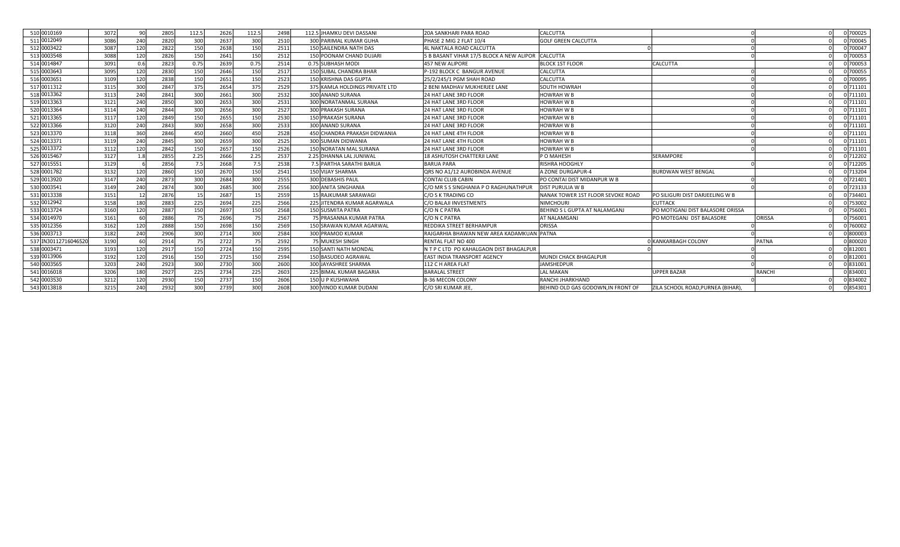| | | | | | | | | | | | | | | | | |
|---|---|---|---|---|---|---|---|---|---|---|---|---|---|---|---|---|
| 510 | 0010169 | 3072 | 90 | 2805 | 112.5 | 2626 | 112.5 | 2498 | 112.5 | JHAMKU DEVI DASSANI | 20A SANKHARI PARA ROAD | CALCUTTA | 0 | 0 | 0 | 700025 |
| 511 | 0012049 | 3086 | 240 | 2820 | 300 | 2637 | 300 | 2510 | 300 | PARIMAL KUMAR GUHA | PHASE 2 MIG 2 FLAT 10/4 | GOLF GREEN CALCUTTA | 0 | 0 | 0 | 700045 |
| 512 | 0003422 | 3087 | 120 | 2822 | 150 | 2638 | 150 | 2511 | 150 | SAILENDRA NATH DAS | 4L NAKTALA ROAD CALCUTTA | 0 | 0 | 0 | 0 | 700047 |
| 513 | 0003548 | 3088 | 120 | 2826 | 150 | 2641 | 150 | 2512 | 150 | POONAM CHAND DUJARI | 5 B BASANT VIHAR 17/5 BLOCK A NEW ALIPOR | CALCUTTA | 0 | 0 | 0 | 700053 |
| 514 | 0014847 | 3091 | 0.6 | 2823 | 0.75 | 2639 | 0.75 | 2514 | 0.75 | SUBHASH MODI | 457 NEW ALIPORE | BLOCK 1ST FLOOR | CALCUTTA | 0 | 0 | 700053 |
| 515 | 0003643 | 3095 | 120 | 2830 | 150 | 2646 | 150 | 2517 | 150 | SUBAL CHANDRA BHAR | P-192 BLOCK C BANGUR AVENUE | CALCUTTA | 0 | 0 | 0 | 700055 |
| 516 | 0003651 | 3109 | 120 | 2838 | 150 | 2651 | 150 | 2523 | 150 | KRISHNA DAS GUPTA | 25/2/245/1 PGM SHAH ROAD | CALCUTTA | 0 | 0 | 0 | 700095 |
| 517 | 0011312 | 3115 | 300 | 2847 | 375 | 2654 | 375 | 2529 | 375 | KAMLA HOLDINGS PRIVATE LTD | 2 BENI MADHAV MUKHERJEE LANE | SOUTH HOWRAH | 0 | 0 | 0 | 711101 |
| 518 | 0013362 | 3113 | 240 | 2841 | 300 | 2661 | 300 | 2532 | 300 | ANAND SURANA | 24 HAT LANE 3RD FLOOR | HOWRAH W B | 0 | 0 | 0 | 711101 |
| 519 | 0013363 | 3121 | 240 | 2850 | 300 | 2653 | 300 | 2531 | 300 | NORATANMAL SURANA | 24 HAT LANE 3RD FLOOR | HOWRAH W B | 0 | 0 | 0 | 711101 |
| 520 | 0013364 | 3114 | 240 | 2844 | 300 | 2656 | 300 | 2527 | 300 | PRAKASH SURANA | 24 HAT LANE 3RD FLOOR | HOWRAH W B | 0 | 0 | 0 | 711101 |
| 521 | 0013365 | 3117 | 120 | 2849 | 150 | 2655 | 150 | 2530 | 150 | PRAKASH SURANA | 24 HAT LANE 3RD FLOOR | HOWRAH W B | 0 | 0 | 0 | 711101 |
| 522 | 0013366 | 3120 | 240 | 2843 | 300 | 2658 | 300 | 2533 | 300 | ANAND SURANA | 24 HAT LANE 3RD FLOOR | HOWRAH W B | 0 | 0 | 0 | 711101 |
| 523 | 0013370 | 3118 | 360 | 2846 | 450 | 2660 | 450 | 2528 | 450 | CHANDRA PRAKASH DIDWANIA | 24 HAT LANE 4TH FLOOR | HOWRAH W B | 0 | 0 | 0 | 711101 |
| 524 | 0013371 | 3119 | 240 | 2845 | 300 | 2659 | 300 | 2525 | 300 | SUMAN DIDWANIA | 24 HAT LANE 4TH FLOOR | HOWRAH W B | 0 | 0 | 0 | 711101 |
| 525 | 0013372 | 3112 | 120 | 2842 | 150 | 2657 | 150 | 2526 | 150 | NORATAN MAL SURANA | 24 HAT LANE 3RD FLOOR | HOWRAH W B | 0 | 0 | 0 | 711101 |
| 526 | 0015467 | 3127 | 1.8 | 2855 | 2.25 | 2666 | 2.25 | 2537 | 2.25 | DHANNA LAL JUNIWAL | 18 ASHUTOSH CHATTERJI LANE | P O MAHESH | SERAMPORE | 0 | 0 | 712202 |
| 527 | 0015551 | 3129 | 6 | 2856 | 7.5 | 2668 | 7.5 | 2538 | 7.5 | PARTHA SARATHI BARUA | BARUA PARA | RISHRA HOOGHLY | 0 | 0 | 0 | 712205 |
| 528 | 0001782 | 3132 | 120 | 2860 | 150 | 2670 | 150 | 2541 | 150 | VIJAY SHARMA | QRS NO A1/12 AUROBINDA AVENUE | A ZONE DURGAPUR-4 | BURDWAN WEST BENGAL | 0 | 0 | 713204 |
| 529 | 0013920 | 3147 | 240 | 2873 | 300 | 2684 | 300 | 2555 | 300 | DEBASHIS PAUL | CONTAI CLUB CABIN | PO CONTAI DIST MIDANPUR W B | 0 | 0 | 0 | 721401 |
| 530 | 0003541 | 3149 | 240 | 2874 | 300 | 2685 | 300 | 2556 | 300 | ANITA SINGHANIA | C/O MR S S SINGHANIA P O RAGHUNATHPUR | DIST PURULIA W B | 0 | 0 | 0 | 723133 |
| 531 | 0013338 | 3151 | 12 | 2876 | 15 | 2687 | 15 | 2559 | 15 | RAJKUMAR SARAWAGI | C/O S K TRADING CO | NANAK TOWER 1ST FLOOR SEVOKE ROAD | PO SILIGURI DIST DARJEELING W B | 0 | 0 | 734401 |
| 532 | 0012942 | 3158 | 180 | 2883 | 225 | 2694 | 225 | 2566 | 225 | JITENDRA KUMAR AGARWALA | C/O BALAJI INVESTMENTS | NIMCHOURI | CUTTACK | 0 | 0 | 753002 |
| 533 | 0013724 | 3160 | 120 | 2887 | 150 | 2697 | 150 | 2568 | 150 | SUSMITA PATRA | C/O N C PATRA | BEHIND S L GUPTA AT NALAMGANJ | PO MOTIGANJ DIST BALASORE ORISSA | 0 | 0 | 756001 |
| 534 | 0014970 | 3161 | 60 | 2886 | 75 | 2696 | 75 | 2567 | 75 | PRASANNA KUMAR PATRA | C/O N C PATRA | AT NALAMGANJ | PO MOTEGANJ DST BALASORE | ORISSA | 0 | 756001 |
| 535 | 0012356 | 3162 | 120 | 2888 | 150 | 2698 | 150 | 2569 | 150 | SRAWAN KUMAR AGARWAL | REDDIKA STREET BERHAMPUR | ORISSA | 0 | 0 | 0 | 760002 |
| 536 | 0003713 | 3182 | 240 | 2906 | 300 | 2714 | 300 | 2584 | 300 | PRAMOD KUMAR | RAJGARHIA BHAWAN NEW AREA KADAMKUAN | PATNA | 0 | 0 | 0 | 800003 |
| 537 | IN30112716046520 | 3190 | 60 | 2914 | 75 | 2722 | 75 | 2592 | 75 | MUKESH SINGH | RENTAL FLAT NO 400 | 0 | KANKARBAGH COLONY | PATNA | 0 | 800020 |
| 538 | 0003471 | 3193 | 120 | 2917 | 150 | 2724 | 150 | 2595 | 150 | SANTI NATH MONDAL | N T P C LTD PO KAHALGAON DIST BHAGALPUR | 0 | 0 | 0 | 0 | 812001 |
| 539 | 0013906 | 3192 | 120 | 2916 | 150 | 2725 | 150 | 2594 | 150 | BASUDEO AGRAWAL | EAST INDIA TRANSPORT AGENCY | MUNDI CHACK BHAGALPUR | 0 | 0 | 0 | 812001 |
| 540 | 0003565 | 3203 | 240 | 2923 | 300 | 2730 | 300 | 2600 | 300 | JAYASHREE SHARMA | 112 C H AREA FLAT | JAMSHEDPUR | 0 | 0 | 0 | 831001 |
| 541 | 0016018 | 3206 | 180 | 2927 | 225 | 2734 | 225 | 2603 | 225 | BIMAL KUMAR BAGARIA | BARALAL STREET | LAL MAKAN | UPPER BAZAR | RANCHI | 0 | 834001 |
| 542 | 0003530 | 3212 | 120 | 2930 | 150 | 2737 | 150 | 2606 | 150 | U P KUSHWAHA | B-36 MECON COLONY | RANCHI JHARKHAND | 0 | 0 | 0 | 834002 |
| 543 | 0013818 | 3215 | 240 | 2932 | 300 | 2739 | 300 | 2608 | 300 | VINOD KUMAR DUDANI | C/O SRI KUMAR JEE, | BEHIND OLD GAS GODOWN,IN FRONT OF | ZILA SCHOOL ROAD,PURNEA (BIHAR), | 0 | 0 | 854301 |